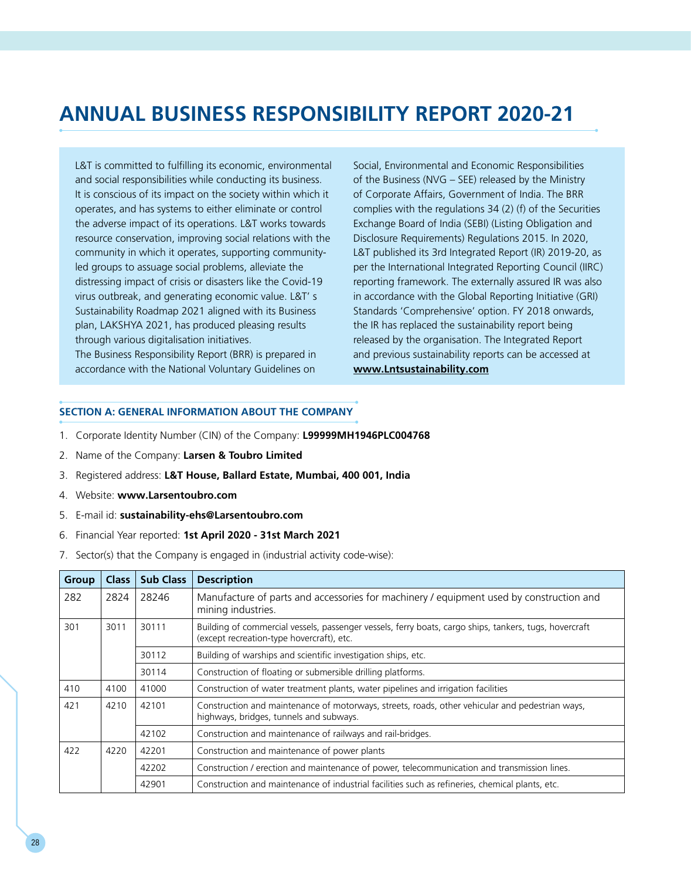# ANNUAL BUSINESS RESPONSIBILITY REPORT 2020-21

L&T is committed to fulfilling its economic, environmental and social responsibilities while conducting its business. It is conscious of its impact on the society within which it operates, and has systems to either eliminate or control the adverse impact of its operations. L&T works towards resource conservation, improving social relations with the community in which it operates, supporting community-led groups to assuage social problems, alleviate the distressing impact of crisis or disasters like the Covid-19 virus outbreak, and generating economic value. L&T' s Sustainability Roadmap 2021 aligned with its Business plan, LAKSHYA 2021, has produced pleasing results through various digitalisation initiatives.

The Business Responsibility Report (BRR) is prepared in accordance with the National Voluntary Guidelines on Social, Environmental and Economic Responsibilities of the Business (NVG – SEE) released by the Ministry of Corporate Affairs, Government of India. The BRR complies with the regulations 34 (2) (f) of the Securities Exchange Board of India (SEBI) (Listing Obligation and Disclosure Requirements) Regulations 2015. In 2020, L&T published its 3rd Integrated Report (IR) 2019-20, as per the International Integrated Reporting Council (IIRC) reporting framework. The externally assured IR was also in accordance with the Global Reporting Initiative (GRI) Standards 'Comprehensive' option. FY 2018 onwards, the IR has replaced the sustainability report being released by the organisation. The Integrated Report and previous sustainability reports can be accessed at **www.Lntsustainability.com**

## SECTION A: GENERAL INFORMATION ABOUT THE COMPANY

1. Corporate Identity Number (CIN) of the Company: **L99999MH1946PLC004768**
2. Name of the Company: **Larsen & Toubro Limited**
3. Registered address: **L&T House, Ballard Estate, Mumbai, 400 001, India**
4. Website: **www.Larsentoubro.com**
5. E-mail id: **sustainability-ehs@Larsentoubro.com**
6. Financial Year reported: **1st April 2020 - 31st March 2021**
7. Sector(s) that the Company is engaged in (industrial activity code-wise):

| Group | Class | Sub Class | Description |
|---|---|---|---|
| 282 | 2824 | 28246 | Manufacture of parts and accessories for machinery / equipment used by construction and mining industries. |
| 301 | 3011 | 30111 | Building of commercial vessels, passenger vessels, ferry boats, cargo ships, tankers, tugs, hovercraft (except recreation-type hovercraft), etc. |
| | | 30112 | Building of warships and scientific investigation ships, etc. |
| | | 30114 | Construction of floating or submersible drilling platforms. |
| 410 | 4100 | 41000 | Construction of water treatment plants, water pipelines and irrigation facilities |
| 421 | 4210 | 42101 | Construction and maintenance of motorways, streets, roads, other vehicular and pedestrian ways, highways, bridges, tunnels and subways. |
| | | 42102 | Construction and maintenance of railways and rail-bridges. |
| 422 | 4220 | 42201 | Construction and maintenance of power plants |
| | | 42202 | Construction / erection and maintenance of power, telecommunication and transmission lines. |
| | | 42901 | Construction and maintenance of industrial facilities such as refineries, chemical plants, etc. |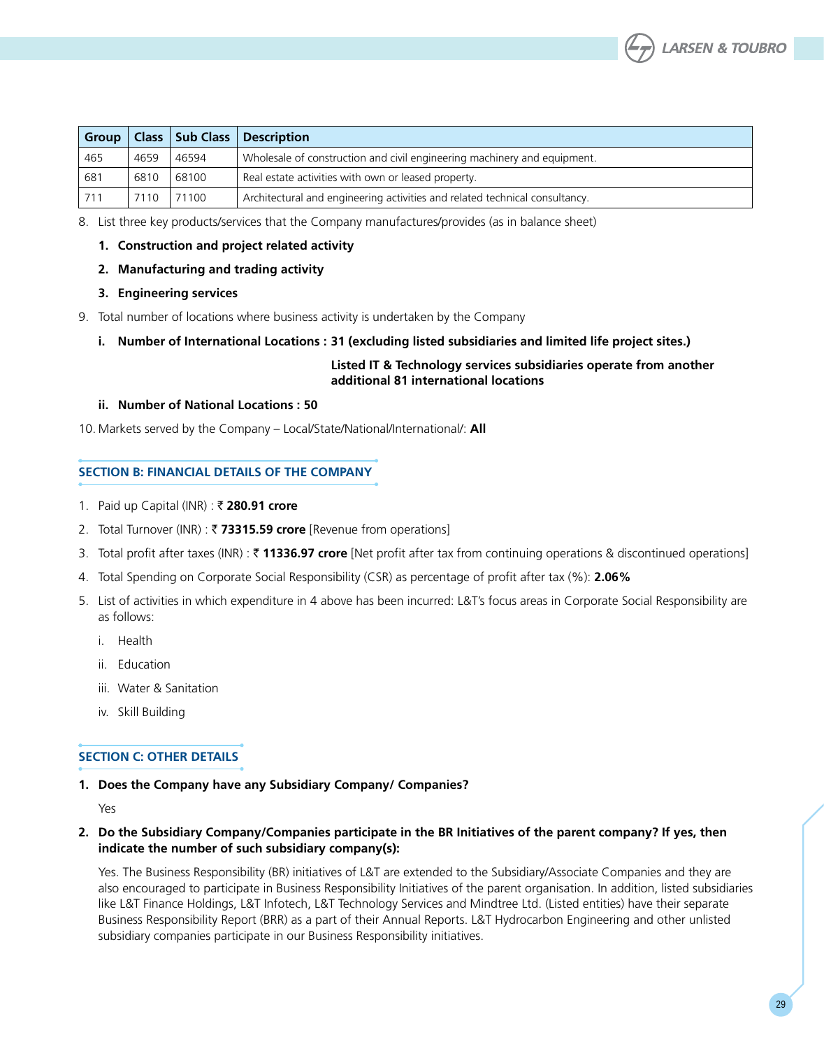| Group | Class | Sub Class | Description |
|---|---|---|---|
| 465 | 4659 | 46594 | Wholesale of construction and civil engineering machinery and equipment. |
| 681 | 6810 | 68100 | Real estate activities with own or leased property. |
| 711 | 7110 | 71100 | Architectural and engineering activities and related technical consultancy. |

8. List three key products/services that the Company manufactures/provides (as in balance sheet)

   **1. Construction and project related activity**

   **2. Manufacturing and trading activity**

   **3. Engineering services**

9. Total number of locations where business activity is undertaken by the Company

   **i. Number of International Locations : 31 (excluding listed subsidiaries and limited life project sites.)**

   **Listed IT & Technology services subsidiaries operate from another additional 81 international locations**

   **ii. Number of National Locations : 50**

10. Markets served by the Company – Local/State/National/International/: **All**

## SECTION B: FINANCIAL DETAILS OF THE COMPANY

1. Paid up Capital (INR) : ₹ **280.91 crore**
2. Total Turnover (INR) : ₹ **73315.59 crore** [Revenue from operations]
3. Total profit after taxes (INR) : ₹ **11336.97 crore** [Net profit after tax from continuing operations & discontinued operations]
4. Total Spending on Corporate Social Responsibility (CSR) as percentage of profit after tax (%): **2.06%**
5. List of activities in which expenditure in 4 above has been incurred: L&T's focus areas in Corporate Social Responsibility are as follows:

   i. Health

   ii. Education

   iii. Water & Sanitation

   iv. Skill Building

## SECTION C: OTHER DETAILS

**1. Does the Company have any Subsidiary Company/ Companies?**

Yes

**2. Do the Subsidiary Company/Companies participate in the BR Initiatives of the parent company? If yes, then indicate the number of such subsidiary company(s):**

Yes. The Business Responsibility (BR) initiatives of L&T are extended to the Subsidiary/Associate Companies and they are also encouraged to participate in Business Responsibility Initiatives of the parent organisation. In addition, listed subsidiaries like L&T Finance Holdings, L&T Infotech, L&T Technology Services and Mindtree Ltd. (Listed entities) have their separate Business Responsibility Report (BRR) as a part of their Annual Reports. L&T Hydrocarbon Engineering and other unlisted subsidiary companies participate in our Business Responsibility initiatives.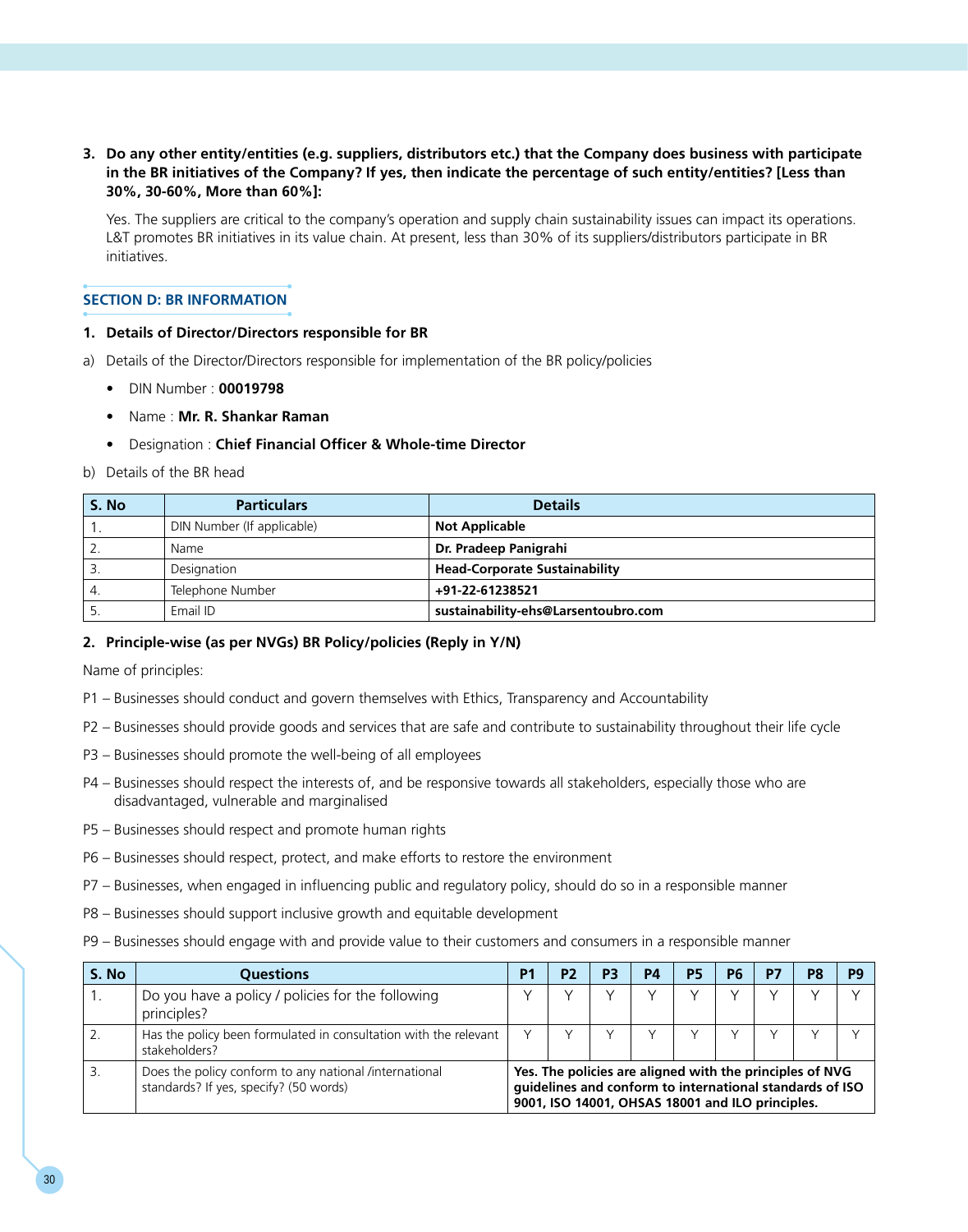**3. Do any other entity/entities (e.g. suppliers, distributors etc.) that the Company does business with participate in the BR initiatives of the Company? If yes, then indicate the percentage of such entity/entities? [Less than 30%, 30-60%, More than 60%]:**

Yes. The suppliers are critical to the company's operation and supply chain sustainability issues can impact its operations. L&T promotes BR initiatives in its value chain. At present, less than 30% of its suppliers/distributors participate in BR initiatives.

## SECTION D: BR INFORMATION

**1. Details of Director/Directors responsible for BR**

a) Details of the Director/Directors responsible for implementation of the BR policy/policies

- DIN Number : **00019798**
- Name : **Mr. R. Shankar Raman**
- Designation : **Chief Financial Officer & Whole-time Director**

b) Details of the BR head

| S. No | Particulars | Details |
|---|---|---|
| 1. | DIN Number (If applicable) | **Not Applicable** |
| 2. | Name | **Dr. Pradeep Panigrahi** |
| 3. | Designation | **Head-Corporate Sustainability** |
| 4. | Telephone Number | **+91-22-61238521** |
| 5. | Email ID | **sustainability-ehs@Larsentoubro.com** |

**2. Principle-wise (as per NVGs) BR Policy/policies (Reply in Y/N)**

Name of principles:

P1 – Businesses should conduct and govern themselves with Ethics, Transparency and Accountability

P2 – Businesses should provide goods and services that are safe and contribute to sustainability throughout their life cycle

P3 – Businesses should promote the well-being of all employees

P4 – Businesses should respect the interests of, and be responsive towards all stakeholders, especially those who are disadvantaged, vulnerable and marginalised

P5 – Businesses should respect and promote human rights

P6 – Businesses should respect, protect, and make efforts to restore the environment

P7 – Businesses, when engaged in influencing public and regulatory policy, should do so in a responsible manner

P8 – Businesses should support inclusive growth and equitable development

P9 – Businesses should engage with and provide value to their customers and consumers in a responsible manner

| S. No | Questions | P1 | P2 | P3 | P4 | P5 | P6 | P7 | P8 | P9 |
|---|---|---|---|---|---|---|---|---|---|---|
| 1. | Do you have a policy / policies for the following principles? | Y | Y | Y | Y | Y | Y | Y | Y | Y |
| 2. | Has the policy been formulated in consultation with the relevant stakeholders? | Y | Y | Y | Y | Y | Y | Y | Y | Y |
| 3. | Does the policy conform to any national /international standards? If yes, specify? (50 words) | **Yes. The policies are aligned with the principles of NVG guidelines and conform to international standards of ISO 9001, ISO 14001, OHSAS 18001 and ILO principles.** | | | | | | | | |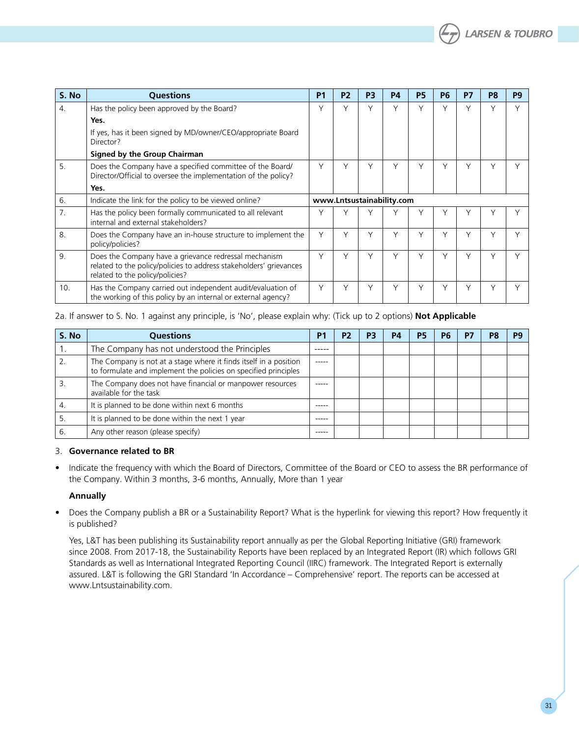| S. No | Questions | P1 | P2 | P3 | P4 | P5 | P6 | P7 | P8 | P9 |
|---|---|---|---|---|---|---|---|---|---|---|
| 4. | Has the policy been approved by the Board?<br>**Yes.**<br>If yes, has it been signed by MD/owner/CEO/appropriate Board Director?<br>**Signed by the Group Chairman** | Y | Y | Y | Y | Y | Y | Y | Y | Y |
| 5. | Does the Company have a specified committee of the Board/ Director/Official to oversee the implementation of the policy?<br>**Yes.** | Y | Y | Y | Y | Y | Y | Y | Y | Y |
| 6. | Indicate the link for the policy to be viewed online? | **www.Lntsustainability.com** | | | | | | | | |
| 7. | Has the policy been formally communicated to all relevant internal and external stakeholders? | Y | Y | Y | Y | Y | Y | Y | Y | Y |
| 8. | Does the Company have an in-house structure to implement the policy/policies? | Y | Y | Y | Y | Y | Y | Y | Y | Y |
| 9. | Does the Company have a grievance redressal mechanism related to the policy/policies to address stakeholders' grievances related to the policy/policies? | Y | Y | Y | Y | Y | Y | Y | Y | Y |
| 10. | Has the Company carried out independent audit/evaluation of the working of this policy by an internal or external agency? | Y | Y | Y | Y | Y | Y | Y | Y | Y |

2a. If answer to S. No. 1 against any principle, is 'No', please explain why: (Tick up to 2 options) **Not Applicable**

| S. No | Questions | P1 | P2 | P3 | P4 | P5 | P6 | P7 | P8 | P9 |
|---|---|---|---|---|---|---|---|---|---|---|
| 1. | The Company has not understood the Principles | ----- | | | | | | | | |
| 2. | The Company is not at a stage where it finds itself in a position to formulate and implement the policies on specified principles | ----- | | | | | | | | |
| 3. | The Company does not have financial or manpower resources available for the task | ----- | | | | | | | | |
| 4. | It is planned to be done within next 6 months | ----- | | | | | | | | |
| 5. | It is planned to be done within the next 1 year | ----- | | | | | | | | |
| 6. | Any other reason (please specify) | ----- | | | | | | | | |

3. **Governance related to BR**

- Indicate the frequency with which the Board of Directors, Committee of the Board or CEO to assess the BR performance of the Company. Within 3 months, 3-6 months, Annually, More than 1 year

  **Annually**

- Does the Company publish a BR or a Sustainability Report? What is the hyperlink for viewing this report? How frequently it is published?

  Yes, L&T has been publishing its Sustainability report annually as per the Global Reporting Initiative (GRI) framework since 2008. From 2017-18, the Sustainability Reports have been replaced by an Integrated Report (IR) which follows GRI Standards as well as International Integrated Reporting Council (IIRC) framework. The Integrated Report is externally assured. L&T is following the GRI Standard 'In Accordance – Comprehensive' report. The reports can be accessed at www.Lntsustainability.com.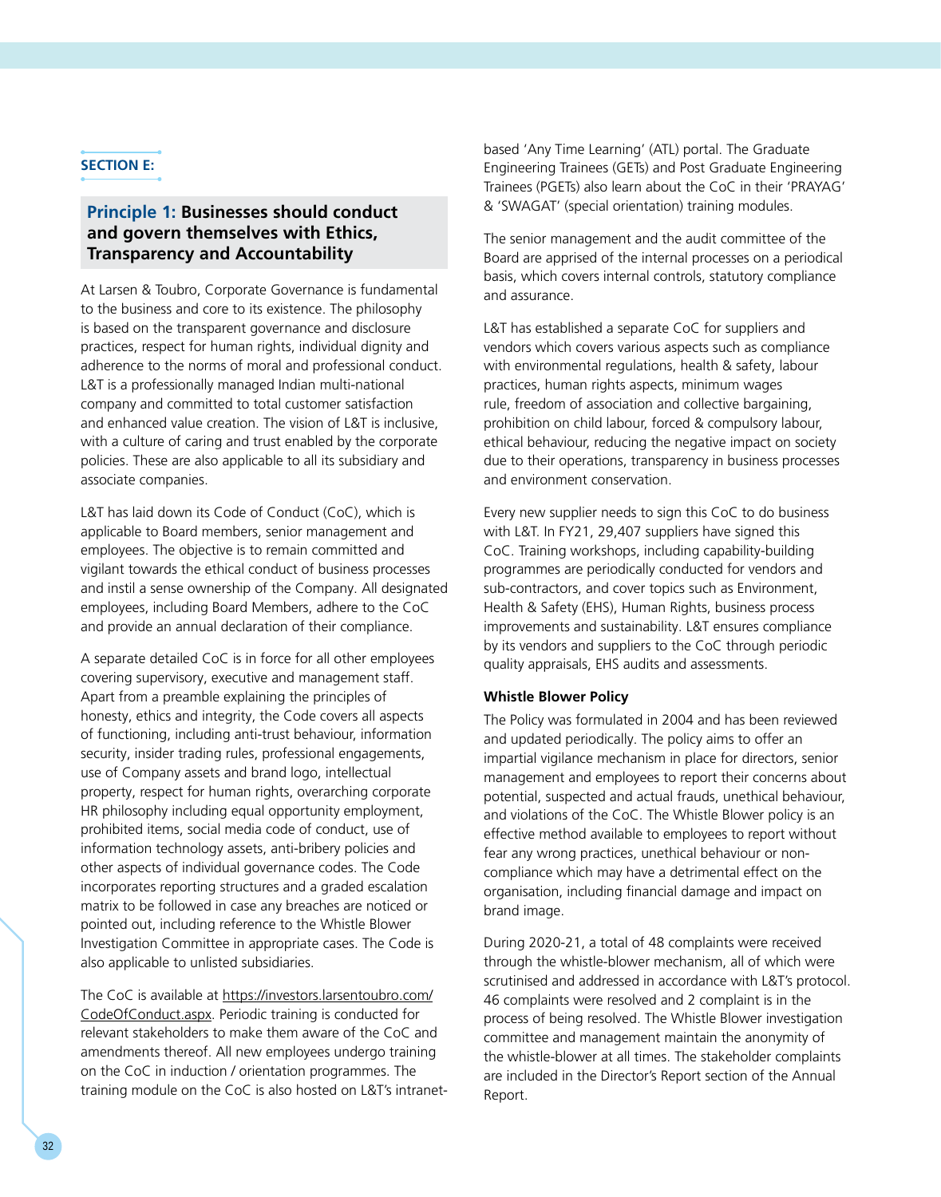**SECTION E:**

## Principle 1: Businesses should conduct and govern themselves with Ethics, Transparency and Accountability

At Larsen & Toubro, Corporate Governance is fundamental to the business and core to its existence. The philosophy is based on the transparent governance and disclosure practices, respect for human rights, individual dignity and adherence to the norms of moral and professional conduct. L&T is a professionally managed Indian multi-national company and committed to total customer satisfaction and enhanced value creation. The vision of L&T is inclusive, with a culture of caring and trust enabled by the corporate policies. These are also applicable to all its subsidiary and associate companies.

L&T has laid down its Code of Conduct (CoC), which is applicable to Board members, senior management and employees. The objective is to remain committed and vigilant towards the ethical conduct of business processes and instil a sense ownership of the Company. All designated employees, including Board Members, adhere to the CoC and provide an annual declaration of their compliance.

A separate detailed CoC is in force for all other employees covering supervisory, executive and management staff. Apart from a preamble explaining the principles of honesty, ethics and integrity, the Code covers all aspects of functioning, including anti-trust behaviour, information security, insider trading rules, professional engagements, use of Company assets and brand logo, intellectual property, respect for human rights, overarching corporate HR philosophy including equal opportunity employment, prohibited items, social media code of conduct, use of information technology assets, anti-bribery policies and other aspects of individual governance codes. The Code incorporates reporting structures and a graded escalation matrix to be followed in case any breaches are noticed or pointed out, including reference to the Whistle Blower Investigation Committee in appropriate cases. The Code is also applicable to unlisted subsidiaries.

The CoC is available at https://investors.larsentoubro.com/CodeOfConduct.aspx. Periodic training is conducted for relevant stakeholders to make them aware of the CoC and amendments thereof. All new employees undergo training on the CoC in induction / orientation programmes. The training module on the CoC is also hosted on L&T's intranet-based 'Any Time Learning' (ATL) portal. The Graduate Engineering Trainees (GETs) and Post Graduate Engineering Trainees (PGETs) also learn about the CoC in their 'PRAYAG' & 'SWAGAT' (special orientation) training modules.

The senior management and the audit committee of the Board are apprised of the internal processes on a periodical basis, which covers internal controls, statutory compliance and assurance.

L&T has established a separate CoC for suppliers and vendors which covers various aspects such as compliance with environmental regulations, health & safety, labour practices, human rights aspects, minimum wages rule, freedom of association and collective bargaining, prohibition on child labour, forced & compulsory labour, ethical behaviour, reducing the negative impact on society due to their operations, transparency in business processes and environment conservation.

Every new supplier needs to sign this CoC to do business with L&T. In FY21, 29,407 suppliers have signed this CoC. Training workshops, including capability-building programmes are periodically conducted for vendors and sub-contractors, and cover topics such as Environment, Health & Safety (EHS), Human Rights, business process improvements and sustainability. L&T ensures compliance by its vendors and suppliers to the CoC through periodic quality appraisals, EHS audits and assessments.

### Whistle Blower Policy

The Policy was formulated in 2004 and has been reviewed and updated periodically. The policy aims to offer an impartial vigilance mechanism in place for directors, senior management and employees to report their concerns about potential, suspected and actual frauds, unethical behaviour, and violations of the CoC. The Whistle Blower policy is an effective method available to employees to report without fear any wrong practices, unethical behaviour or non-compliance which may have a detrimental effect on the organisation, including financial damage and impact on brand image.

During 2020-21, a total of 48 complaints were received through the whistle-blower mechanism, all of which were scrutinised and addressed in accordance with L&T's protocol. 46 complaints were resolved and 2 complaint is in the process of being resolved. The Whistle Blower investigation committee and management maintain the anonymity of the whistle-blower at all times. The stakeholder complaints are included in the Director's Report section of the Annual Report.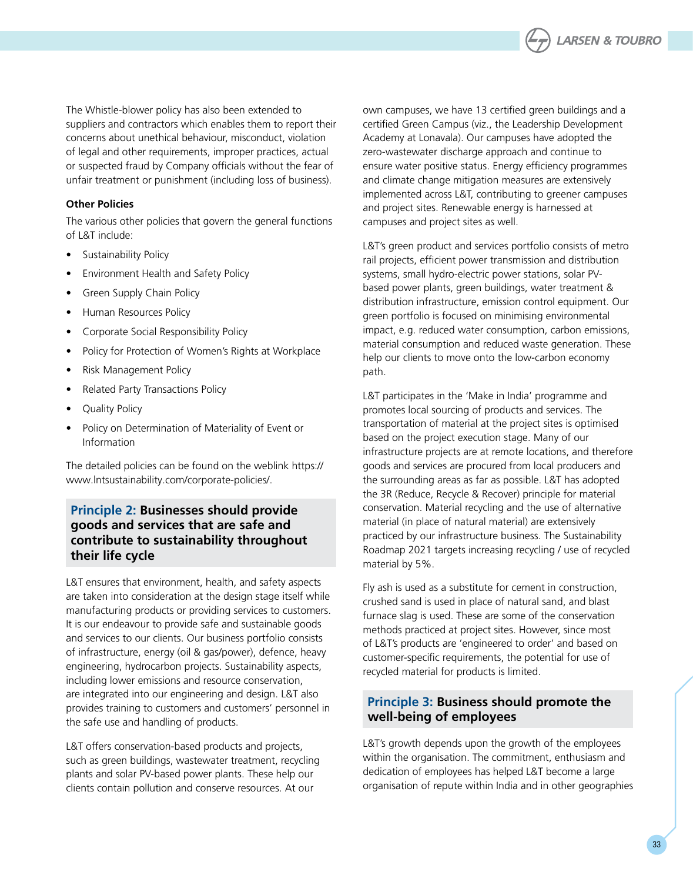The Whistle-blower policy has also been extended to suppliers and contractors which enables them to report their concerns about unethical behaviour, misconduct, violation of legal and other requirements, improper practices, actual or suspected fraud by Company officials without the fear of unfair treatment or punishment (including loss of business).

**Other Policies**

The various other policies that govern the general functions of L&T include:

- Sustainability Policy
- Environment Health and Safety Policy
- Green Supply Chain Policy
- Human Resources Policy
- Corporate Social Responsibility Policy
- Policy for Protection of Women's Rights at Workplace
- Risk Management Policy
- Related Party Transactions Policy
- Quality Policy
- Policy on Determination of Materiality of Event or Information

The detailed policies can be found on the weblink https://www.lntsustainability.com/corporate-policies/.

## Principle 2: Businesses should provide goods and services that are safe and contribute to sustainability throughout their life cycle

L&T ensures that environment, health, and safety aspects are taken into consideration at the design stage itself while manufacturing products or providing services to customers. It is our endeavour to provide safe and sustainable goods and services to our clients. Our business portfolio consists of infrastructure, energy (oil & gas/power), defence, heavy engineering, hydrocarbon projects. Sustainability aspects, including lower emissions and resource conservation, are integrated into our engineering and design. L&T also provides training to customers and customers' personnel in the safe use and handling of products.

L&T offers conservation-based products and projects, such as green buildings, wastewater treatment, recycling plants and solar PV-based power plants. These help our clients contain pollution and conserve resources. At our own campuses, we have 13 certified green buildings and a certified Green Campus (viz., the Leadership Development Academy at Lonavala). Our campuses have adopted the zero-wastewater discharge approach and continue to ensure water positive status. Energy efficiency programmes and climate change mitigation measures are extensively implemented across L&T, contributing to greener campuses and project sites. Renewable energy is harnessed at campuses and project sites as well.

L&T's green product and services portfolio consists of metro rail projects, efficient power transmission and distribution systems, small hydro-electric power stations, solar PV-based power plants, green buildings, water treatment & distribution infrastructure, emission control equipment. Our green portfolio is focused on minimising environmental impact, e.g. reduced water consumption, carbon emissions, material consumption and reduced waste generation. These help our clients to move onto the low-carbon economy path.

L&T participates in the 'Make in India' programme and promotes local sourcing of products and services. The transportation of material at the project sites is optimised based on the project execution stage. Many of our infrastructure projects are at remote locations, and therefore goods and services are procured from local producers and the surrounding areas as far as possible. L&T has adopted the 3R (Reduce, Recycle & Recover) principle for material conservation. Material recycling and the use of alternative material (in place of natural material) are extensively practiced by our infrastructure business. The Sustainability Roadmap 2021 targets increasing recycling / use of recycled material by 5%.

Fly ash is used as a substitute for cement in construction, crushed sand is used in place of natural sand, and blast furnace slag is used. These are some of the conservation methods practiced at project sites. However, since most of L&T's products are 'engineered to order' and based on customer-specific requirements, the potential for use of recycled material for products is limited.

## Principle 3: Business should promote the well-being of employees

L&T's growth depends upon the growth of the employees within the organisation. The commitment, enthusiasm and dedication of employees has helped L&T become a large organisation of repute within India and in other geographies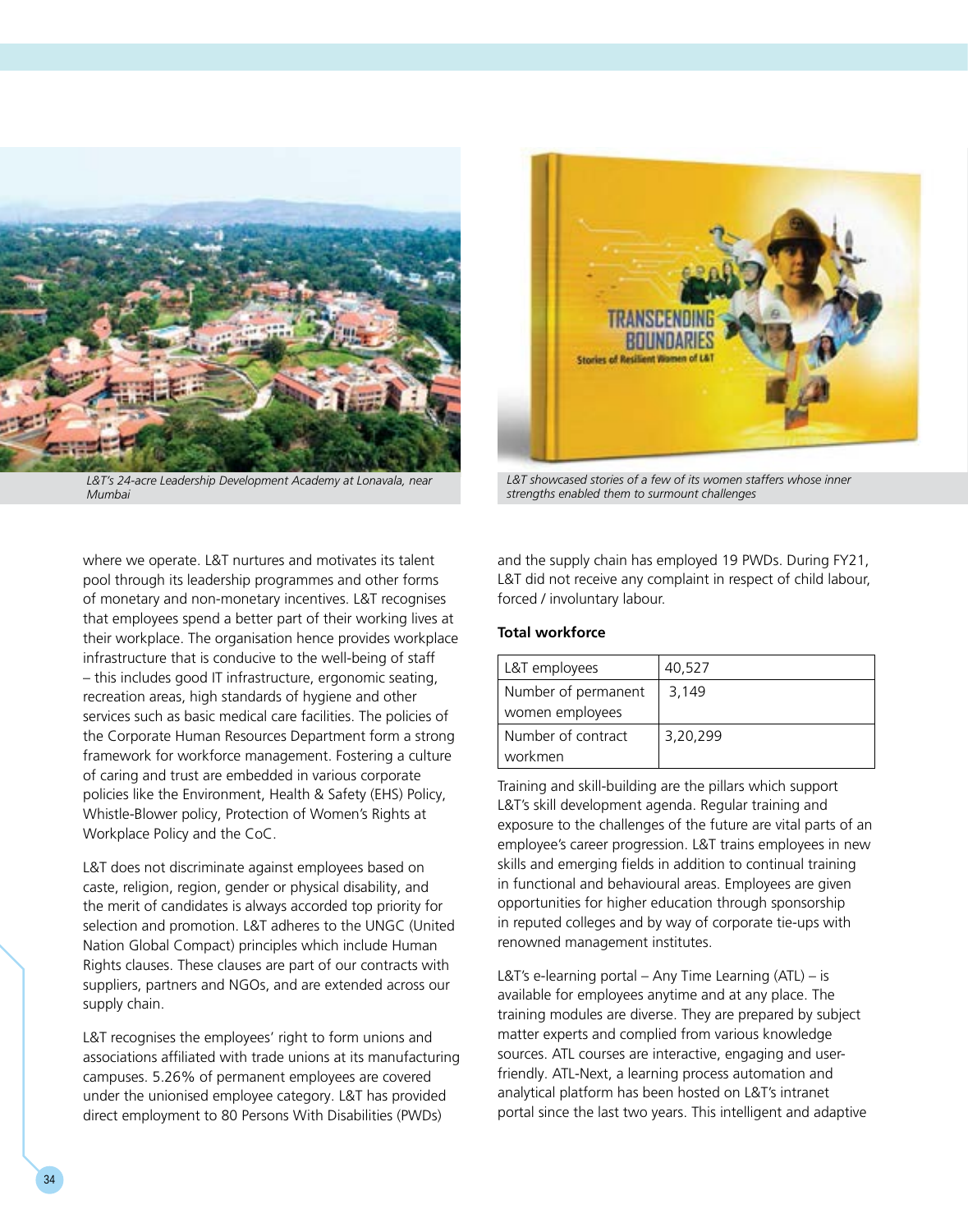L&T's 24-acre Leadership Development Academy at Lonavala, near Mumbai

L&T showcased stories of a few of its women staffers whose inner strengths enabled them to surmount challenges

where we operate. L&T nurtures and motivates its talent pool through its leadership programmes and other forms of monetary and non-monetary incentives. L&T recognises that employees spend a better part of their working lives at their workplace. The organisation hence provides workplace infrastructure that is conducive to the well-being of staff – this includes good IT infrastructure, ergonomic seating, recreation areas, high standards of hygiene and other services such as basic medical care facilities. The policies of the Corporate Human Resources Department form a strong framework for workforce management. Fostering a culture of caring and trust are embedded in various corporate policies like the Environment, Health & Safety (EHS) Policy, Whistle-Blower policy, Protection of Women's Rights at Workplace Policy and the CoC.

L&T does not discriminate against employees based on caste, religion, region, gender or physical disability, and the merit of candidates is always accorded top priority for selection and promotion. L&T adheres to the UNGC (United Nation Global Compact) principles which include Human Rights clauses. These clauses are part of our contracts with suppliers, partners and NGOs, and are extended across our supply chain.

L&T recognises the employees' right to form unions and associations affiliated with trade unions at its manufacturing campuses. 5.26% of permanent employees are covered under the unionised employee category. L&T has provided direct employment to 80 Persons With Disabilities (PWDs) and the supply chain has employed 19 PWDs. During FY21, L&T did not receive any complaint in respect of child labour, forced / involuntary labour.

**Total workforce**

| L&T employees | 40,527 |
|---|---|
| Number of permanent women employees | 3,149 |
| Number of contract workmen | 3,20,299 |

Training and skill-building are the pillars which support L&T's skill development agenda. Regular training and exposure to the challenges of the future are vital parts of an employee's career progression. L&T trains employees in new skills and emerging fields in addition to continual training in functional and behavioural areas. Employees are given opportunities for higher education through sponsorship in reputed colleges and by way of corporate tie-ups with renowned management institutes.

L&T's e-learning portal – Any Time Learning (ATL) – is available for employees anytime and at any place. The training modules are diverse. They are prepared by subject matter experts and complied from various knowledge sources. ATL courses are interactive, engaging and user-friendly. ATL-Next, a learning process automation and analytical platform has been hosted on L&T's intranet portal since the last two years. This intelligent and adaptive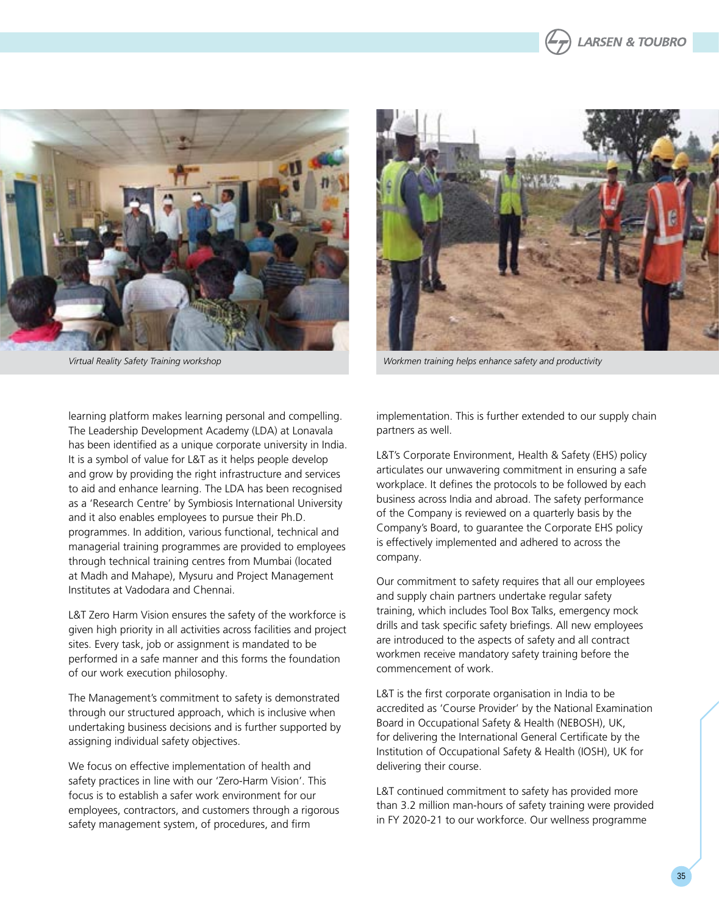*Virtual Reality Safety Training workshop*

*Workmen training helps enhance safety and productivity*

learning platform makes learning personal and compelling. The Leadership Development Academy (LDA) at Lonavala has been identified as a unique corporate university in India. It is a symbol of value for L&T as it helps people develop and grow by providing the right infrastructure and services to aid and enhance learning. The LDA has been recognised as a 'Research Centre' by Symbiosis International University and it also enables employees to pursue their Ph.D. programmes. In addition, various functional, technical and managerial training programmes are provided to employees through technical training centres from Mumbai (located at Madh and Mahape), Mysuru and Project Management Institutes at Vadodara and Chennai.

L&T Zero Harm Vision ensures the safety of the workforce is given high priority in all activities across facilities and project sites. Every task, job or assignment is mandated to be performed in a safe manner and this forms the foundation of our work execution philosophy.

The Management's commitment to safety is demonstrated through our structured approach, which is inclusive when undertaking business decisions and is further supported by assigning individual safety objectives.

We focus on effective implementation of health and safety practices in line with our 'Zero-Harm Vision'. This focus is to establish a safer work environment for our employees, contractors, and customers through a rigorous safety management system, of procedures, and firm implementation. This is further extended to our supply chain partners as well.

L&T's Corporate Environment, Health & Safety (EHS) policy articulates our unwavering commitment in ensuring a safe workplace. It defines the protocols to be followed by each business across India and abroad. The safety performance of the Company is reviewed on a quarterly basis by the Company's Board, to guarantee the Corporate EHS policy is effectively implemented and adhered to across the company.

Our commitment to safety requires that all our employees and supply chain partners undertake regular safety training, which includes Tool Box Talks, emergency mock drills and task specific safety briefings. All new employees are introduced to the aspects of safety and all contract workmen receive mandatory safety training before the commencement of work.

L&T is the first corporate organisation in India to be accredited as 'Course Provider' by the National Examination Board in Occupational Safety & Health (NEBOSH), UK, for delivering the International General Certificate by the Institution of Occupational Safety & Health (IOSH), UK for delivering their course.

L&T continued commitment to safety has provided more than 3.2 million man-hours of safety training were provided in FY 2020-21 to our workforce. Our wellness programme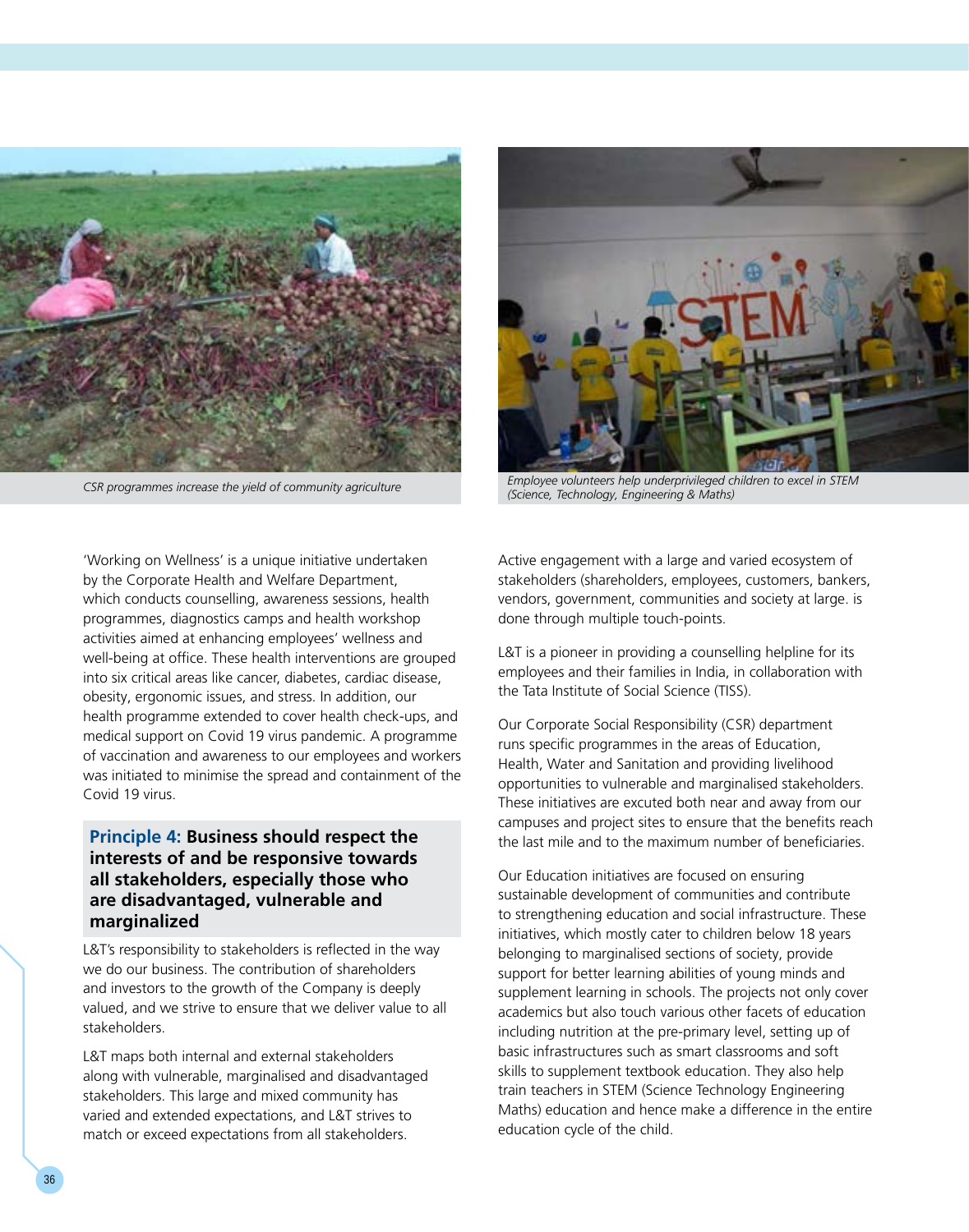CSR programmes increase the yield of community agriculture

Employee volunteers help underprivileged children to excel in STEM (Science, Technology, Engineering & Maths)

'Working on Wellness' is a unique initiative undertaken by the Corporate Health and Welfare Department, which conducts counselling, awareness sessions, health programmes, diagnostics camps and health workshop activities aimed at enhancing employees' wellness and well-being at office. These health interventions are grouped into six critical areas like cancer, diabetes, cardiac disease, obesity, ergonomic issues, and stress. In addition, our health programme extended to cover health check-ups, and medical support on Covid 19 virus pandemic. A programme of vaccination and awareness to our employees and workers was initiated to minimise the spread and containment of the Covid 19 virus.

## Principle 4: Business should respect the interests of and be responsive towards all stakeholders, especially those who are disadvantaged, vulnerable and marginalized

L&T's responsibility to stakeholders is reflected in the way we do our business. The contribution of shareholders and investors to the growth of the Company is deeply valued, and we strive to ensure that we deliver value to all stakeholders.

L&T maps both internal and external stakeholders along with vulnerable, marginalised and disadvantaged stakeholders. This large and mixed community has varied and extended expectations, and L&T strives to match or exceed expectations from all stakeholders.

Active engagement with a large and varied ecosystem of stakeholders (shareholders, employees, customers, bankers, vendors, government, communities and society at large. is done through multiple touch-points.

L&T is a pioneer in providing a counselling helpline for its employees and their families in India, in collaboration with the Tata Institute of Social Science (TISS).

Our Corporate Social Responsibility (CSR) department runs specific programmes in the areas of Education, Health, Water and Sanitation and providing livelihood opportunities to vulnerable and marginalised stakeholders. These initiatives are excuted both near and away from our campuses and project sites to ensure that the benefits reach the last mile and to the maximum number of beneficiaries.

Our Education initiatives are focused on ensuring sustainable development of communities and contribute to strengthening education and social infrastructure. These initiatives, which mostly cater to children below 18 years belonging to marginalised sections of society, provide support for better learning abilities of young minds and supplement learning in schools. The projects not only cover academics but also touch various other facets of education including nutrition at the pre-primary level, setting up of basic infrastructures such as smart classrooms and soft skills to supplement textbook education. They also help train teachers in STEM (Science Technology Engineering Maths) education and hence make a difference in the entire education cycle of the child.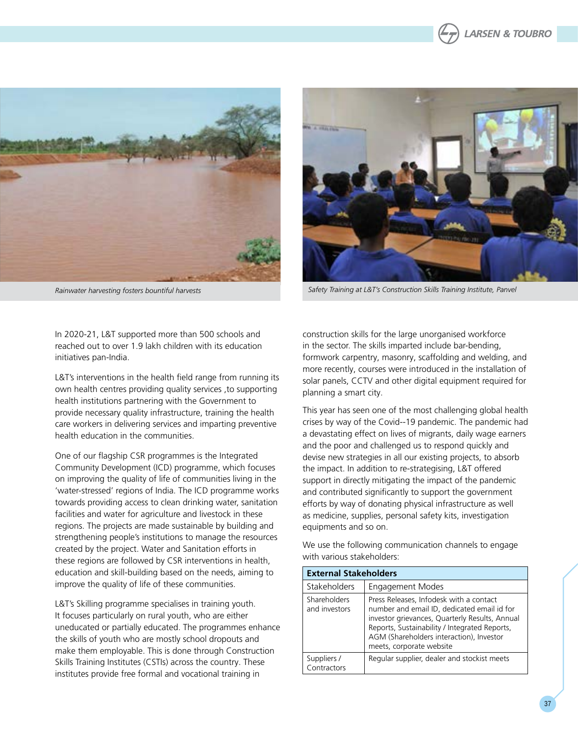*Rainwater harvesting fosters bountiful harvests*

*Safety Training at L&T's Construction Skills Training Institute, Panvel*

In 2020-21, L&T supported more than 500 schools and reached out to over 1.9 lakh children with its education initiatives pan-India.

L&T's interventions in the health field range from running its own health centres providing quality services ,to supporting health institutions partnering with the Government to provide necessary quality infrastructure, training the health care workers in delivering services and imparting preventive health education in the communities.

One of our flagship CSR programmes is the Integrated Community Development (ICD) programme, which focuses on improving the quality of life of communities living in the 'water-stressed' regions of India. The ICD programme works towards providing access to clean drinking water, sanitation facilities and water for agriculture and livestock in these regions. The projects are made sustainable by building and strengthening people's institutions to manage the resources created by the project. Water and Sanitation efforts in these regions are followed by CSR interventions in health, education and skill-building based on the needs, aiming to improve the quality of life of these communities.

L&T's Skilling programme specialises in training youth. It focuses particularly on rural youth, who are either uneducated or partially educated. The programmes enhance the skills of youth who are mostly school dropouts and make them employable. This is done through Construction Skills Training Institutes (CSTIs) across the country. These institutes provide free formal and vocational training in construction skills for the large unorganised workforce in the sector. The skills imparted include bar-bending, formwork carpentry, masonry, scaffolding and welding, and more recently, courses were introduced in the installation of solar panels, CCTV and other digital equipment required for planning a smart city.

This year has seen one of the most challenging global health crises by way of the Covid--19 pandemic. The pandemic had a devastating effect on lives of migrants, daily wage earners and the poor and challenged us to respond quickly and devise new strategies in all our existing projects, to absorb the impact. In addition to re-strategising, L&T offered support in directly mitigating the impact of the pandemic and contributed significantly to support the government efforts by way of donating physical infrastructure as well as medicine, supplies, personal safety kits, investigation equipments and so on.

We use the following communication channels to engage with various stakeholders:

| **External Stakeholders** | |
|---|---|
| Stakeholders | Engagement Modes |
| Shareholders and investors | Press Releases, Infodesk with a contact number and email ID, dedicated email id for investor grievances, Quarterly Results, Annual Reports, Sustainability / Integrated Reports, AGM (Shareholders interaction), Investor meets, corporate website |
| Suppliers / Contractors | Regular supplier, dealer and stockist meets |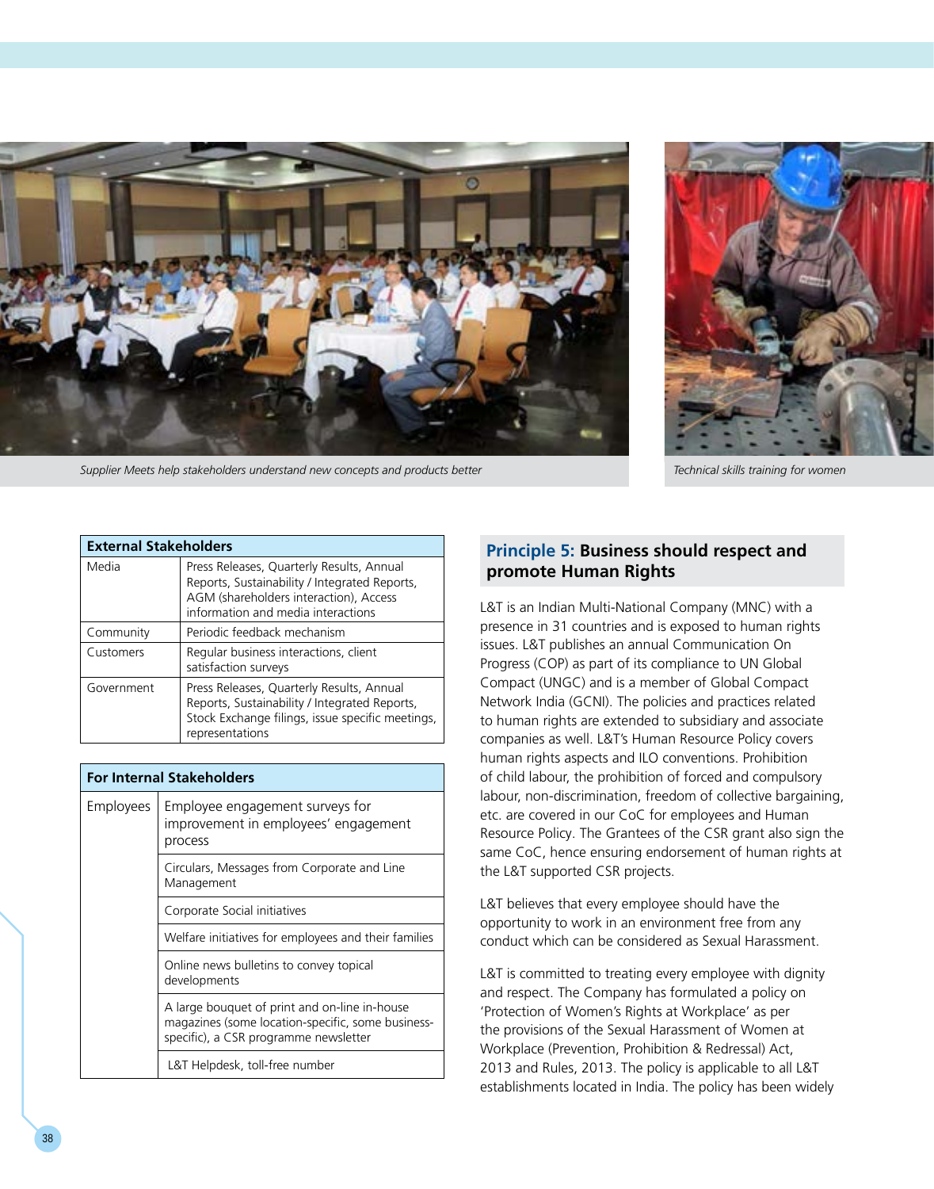Supplier Meets help stakeholders understand new concepts and products better

Technical skills training for women

| External Stakeholders | |
|---|---|
| Media | Press Releases, Quarterly Results, Annual Reports, Sustainability / Integrated Reports, AGM (shareholders interaction), Access information and media interactions |
| Community | Periodic feedback mechanism |
| Customers | Regular business interactions, client satisfaction surveys |
| Government | Press Releases, Quarterly Results, Annual Reports, Sustainability / Integrated Reports, Stock Exchange filings, issue specific meetings, representations |

| For Internal Stakeholders | |
|---|---|
| Employees | Employee engagement surveys for improvement in employees' engagement process |
| | Circulars, Messages from Corporate and Line Management |
| | Corporate Social initiatives |
| | Welfare initiatives for employees and their families |
| | Online news bulletins to convey topical developments |
| | A large bouquet of print and on-line in-house magazines (some location-specific, some business-specific), a CSR programme newsletter |
| | L&T Helpdesk, toll-free number |

## Principle 5: Business should respect and promote Human Rights

L&T is an Indian Multi-National Company (MNC) with a presence in 31 countries and is exposed to human rights issues. L&T publishes an annual Communication On Progress (COP) as part of its compliance to UN Global Compact (UNGC) and is a member of Global Compact Network India (GCNI). The policies and practices related to human rights are extended to subsidiary and associate companies as well. L&T's Human Resource Policy covers human rights aspects and ILO conventions. Prohibition of child labour, the prohibition of forced and compulsory labour, non-discrimination, freedom of collective bargaining, etc. are covered in our CoC for employees and Human Resource Policy. The Grantees of the CSR grant also sign the same CoC, hence ensuring endorsement of human rights at the L&T supported CSR projects.

L&T believes that every employee should have the opportunity to work in an environment free from any conduct which can be considered as Sexual Harassment.

L&T is committed to treating every employee with dignity and respect. The Company has formulated a policy on 'Protection of Women's Rights at Workplace' as per the provisions of the Sexual Harassment of Women at Workplace (Prevention, Prohibition & Redressal) Act, 2013 and Rules, 2013. The policy is applicable to all L&T establishments located in India. The policy has been widely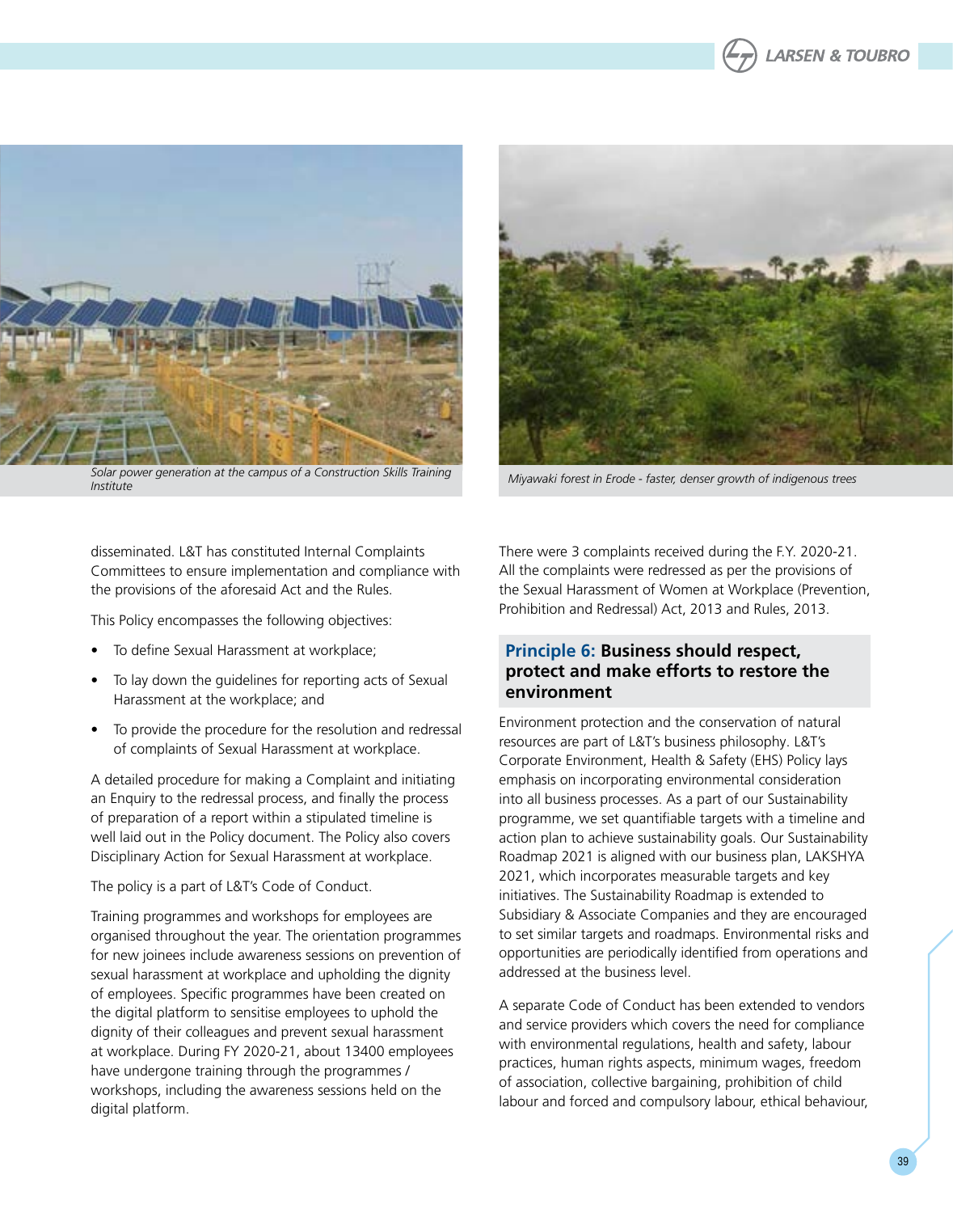Solar power generation at the campus of a Construction Skills Training Institute

Miyawaki forest in Erode - faster, denser growth of indigenous trees

disseminated. L&T has constituted Internal Complaints Committees to ensure implementation and compliance with the provisions of the aforesaid Act and the Rules.

This Policy encompasses the following objectives:

- To define Sexual Harassment at workplace;
- To lay down the guidelines for reporting acts of Sexual Harassment at the workplace; and
- To provide the procedure for the resolution and redressal of complaints of Sexual Harassment at workplace.

A detailed procedure for making a Complaint and initiating an Enquiry to the redressal process, and finally the process of preparation of a report within a stipulated timeline is well laid out in the Policy document. The Policy also covers Disciplinary Action for Sexual Harassment at workplace.

The policy is a part of L&T's Code of Conduct.

Training programmes and workshops for employees are organised throughout the year. The orientation programmes for new joinees include awareness sessions on prevention of sexual harassment at workplace and upholding the dignity of employees. Specific programmes have been created on the digital platform to sensitise employees to uphold the dignity of their colleagues and prevent sexual harassment at workplace. During FY 2020-21, about 13400 employees have undergone training through the programmes / workshops, including the awareness sessions held on the digital platform.

There were 3 complaints received during the F.Y. 2020-21. All the complaints were redressed as per the provisions of the Sexual Harassment of Women at Workplace (Prevention, Prohibition and Redressal) Act, 2013 and Rules, 2013.

## Principle 6: Business should respect, protect and make efforts to restore the environment

Environment protection and the conservation of natural resources are part of L&T's business philosophy. L&T's Corporate Environment, Health & Safety (EHS) Policy lays emphasis on incorporating environmental consideration into all business processes. As a part of our Sustainability programme, we set quantifiable targets with a timeline and action plan to achieve sustainability goals. Our Sustainability Roadmap 2021 is aligned with our business plan, LAKSHYA 2021, which incorporates measurable targets and key initiatives. The Sustainability Roadmap is extended to Subsidiary & Associate Companies and they are encouraged to set similar targets and roadmaps. Environmental risks and opportunities are periodically identified from operations and addressed at the business level.

A separate Code of Conduct has been extended to vendors and service providers which covers the need for compliance with environmental regulations, health and safety, labour practices, human rights aspects, minimum wages, freedom of association, collective bargaining, prohibition of child labour and forced and compulsory labour, ethical behaviour,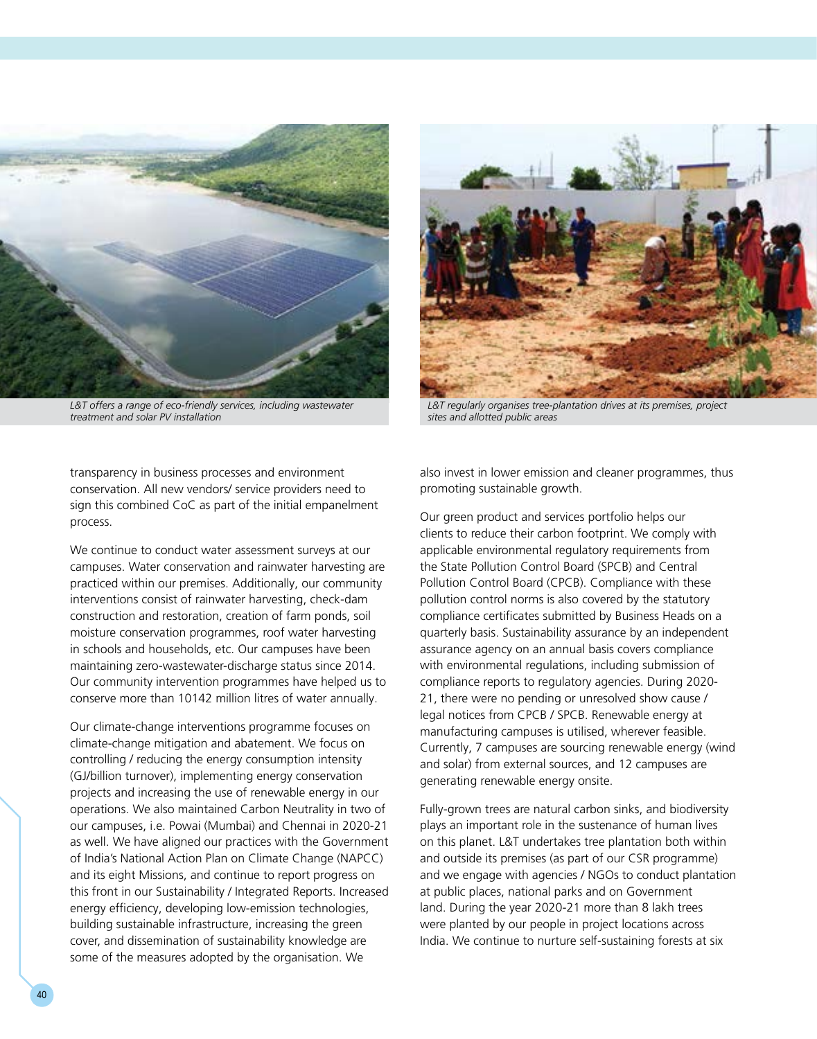L&T offers a range of eco-friendly services, including wastewater treatment and solar PV installation

L&T regularly organises tree-plantation drives at its premises, project sites and allotted public areas

transparency in business processes and environment conservation. All new vendors/ service providers need to sign this combined CoC as part of the initial empanelment process.

We continue to conduct water assessment surveys at our campuses. Water conservation and rainwater harvesting are practiced within our premises. Additionally, our community interventions consist of rainwater harvesting, check-dam construction and restoration, creation of farm ponds, soil moisture conservation programmes, roof water harvesting in schools and households, etc. Our campuses have been maintaining zero-wastewater-discharge status since 2014. Our community intervention programmes have helped us to conserve more than 10142 million litres of water annually.

Our climate-change interventions programme focuses on climate-change mitigation and abatement. We focus on controlling / reducing the energy consumption intensity (GJ/billion turnover), implementing energy conservation projects and increasing the use of renewable energy in our operations. We also maintained Carbon Neutrality in two of our campuses, i.e. Powai (Mumbai) and Chennai in 2020-21 as well. We have aligned our practices with the Government of India's National Action Plan on Climate Change (NAPCC) and its eight Missions, and continue to report progress on this front in our Sustainability / Integrated Reports. Increased energy efficiency, developing low-emission technologies, building sustainable infrastructure, increasing the green cover, and dissemination of sustainability knowledge are some of the measures adopted by the organisation. We also invest in lower emission and cleaner programmes, thus promoting sustainable growth.

Our green product and services portfolio helps our clients to reduce their carbon footprint. We comply with applicable environmental regulatory requirements from the State Pollution Control Board (SPCB) and Central Pollution Control Board (CPCB). Compliance with these pollution control norms is also covered by the statutory compliance certificates submitted by Business Heads on a quarterly basis. Sustainability assurance by an independent assurance agency on an annual basis covers compliance with environmental regulations, including submission of compliance reports to regulatory agencies. During 2020-21, there were no pending or unresolved show cause / legal notices from CPCB / SPCB. Renewable energy at manufacturing campuses is utilised, wherever feasible. Currently, 7 campuses are sourcing renewable energy (wind and solar) from external sources, and 12 campuses are generating renewable energy onsite.

Fully-grown trees are natural carbon sinks, and biodiversity plays an important role in the sustenance of human lives on this planet. L&T undertakes tree plantation both within and outside its premises (as part of our CSR programme) and we engage with agencies / NGOs to conduct plantation at public places, national parks and on Government land. During the year 2020-21 more than 8 lakh trees were planted by our people in project locations across India. We continue to nurture self-sustaining forests at six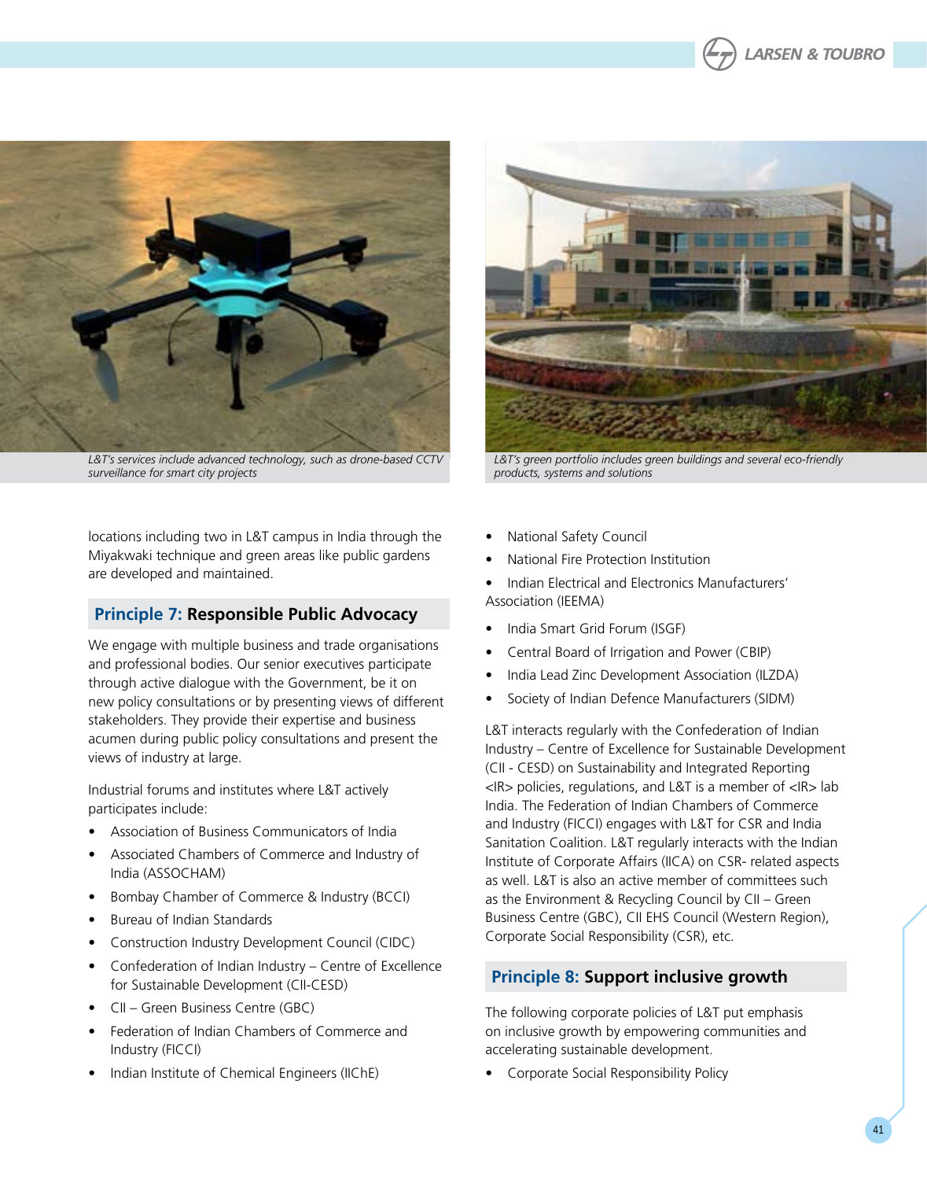L&T's services include advanced technology, such as drone-based CCTV surveillance for smart city projects

L&T's green portfolio includes green buildings and several eco-friendly products, systems and solutions

locations including two in L&T campus in India through the Miyakwaki technique and green areas like public gardens are developed and maintained.

## Principle 7: Responsible Public Advocacy

We engage with multiple business and trade organisations and professional bodies. Our senior executives participate through active dialogue with the Government, be it on new policy consultations or by presenting views of different stakeholders. They provide their expertise and business acumen during public policy consultations and present the views of industry at large.

Industrial forums and institutes where L&T actively participates include:

- Association of Business Communicators of India
- Associated Chambers of Commerce and Industry of India (ASSOCHAM)
- Bombay Chamber of Commerce & Industry (BCCI)
- Bureau of Indian Standards
- Construction Industry Development Council (CIDC)
- Confederation of Indian Industry – Centre of Excellence for Sustainable Development (CII-CESD)
- CII – Green Business Centre (GBC)
- Federation of Indian Chambers of Commerce and Industry (FICCI)
- Indian Institute of Chemical Engineers (IIChE)
- National Safety Council
- National Fire Protection Institution
- Indian Electrical and Electronics Manufacturers' Association (IEEMA)
- India Smart Grid Forum (ISGF)
- Central Board of Irrigation and Power (CBIP)
- India Lead Zinc Development Association (ILZDA)
- Society of Indian Defence Manufacturers (SIDM)

L&T interacts regularly with the Confederation of Indian Industry – Centre of Excellence for Sustainable Development (CII - CESD) on Sustainability and Integrated Reporting <IR> policies, regulations, and L&T is a member of <IR> lab India. The Federation of Indian Chambers of Commerce and Industry (FICCI) engages with L&T for CSR and India Sanitation Coalition. L&T regularly interacts with the Indian Institute of Corporate Affairs (IICA) on CSR- related aspects as well. L&T is also an active member of committees such as the Environment & Recycling Council by CII – Green Business Centre (GBC), CII EHS Council (Western Region), Corporate Social Responsibility (CSR), etc.

## Principle 8: Support inclusive growth

The following corporate policies of L&T put emphasis on inclusive growth by empowering communities and accelerating sustainable development.

- Corporate Social Responsibility Policy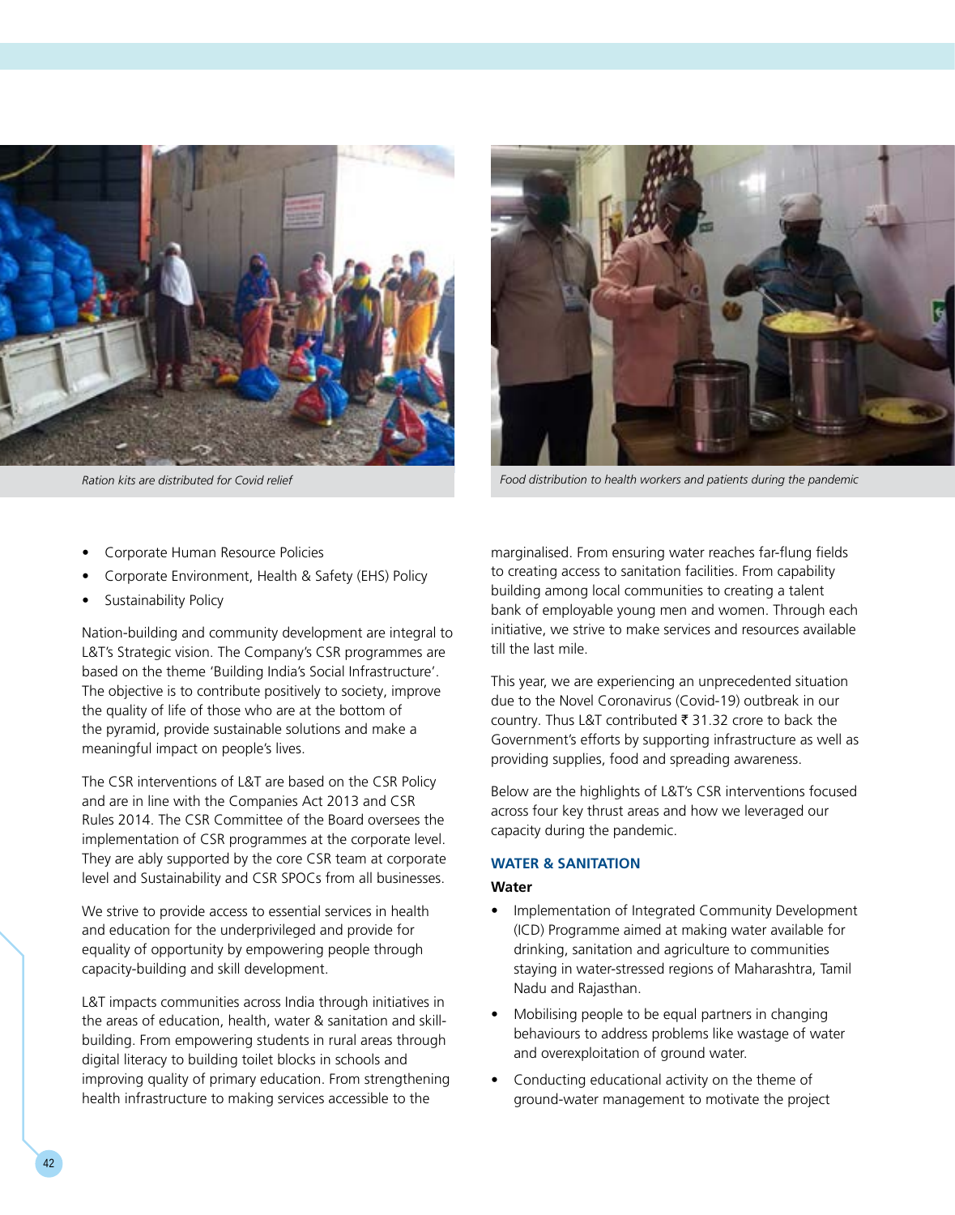*Ration kits are distributed for Covid relief*

*Food distribution to health workers and patients during the pandemic*

- Corporate Human Resource Policies
- Corporate Environment, Health & Safety (EHS) Policy
- Sustainability Policy

Nation-building and community development are integral to L&T's Strategic vision. The Company's CSR programmes are based on the theme 'Building India's Social Infrastructure'. The objective is to contribute positively to society, improve the quality of life of those who are at the bottom of the pyramid, provide sustainable solutions and make a meaningful impact on people's lives.

The CSR interventions of L&T are based on the CSR Policy and are in line with the Companies Act 2013 and CSR Rules 2014. The CSR Committee of the Board oversees the implementation of CSR programmes at the corporate level. They are ably supported by the core CSR team at corporate level and Sustainability and CSR SPOCs from all businesses.

We strive to provide access to essential services in health and education for the underprivileged and provide for equality of opportunity by empowering people through capacity-building and skill development.

L&T impacts communities across India through initiatives in the areas of education, health, water & sanitation and skill-building. From empowering students in rural areas through digital literacy to building toilet blocks in schools and improving quality of primary education. From strengthening health infrastructure to making services accessible to the marginalised. From ensuring water reaches far-flung fields to creating access to sanitation facilities. From capability building among local communities to creating a talent bank of employable young men and women. Through each initiative, we strive to make services and resources available till the last mile.

This year, we are experiencing an unprecedented situation due to the Novel Coronavirus (Covid-19) outbreak in our country. Thus L&T contributed ₹ 31.32 crore to back the Government's efforts by supporting infrastructure as well as providing supplies, food and spreading awareness.

Below are the highlights of L&T's CSR interventions focused across four key thrust areas and how we leveraged our capacity during the pandemic.

## WATER & SANITATION

### Water

- Implementation of Integrated Community Development (ICD) Programme aimed at making water available for drinking, sanitation and agriculture to communities staying in water-stressed regions of Maharashtra, Tamil Nadu and Rajasthan.
- Mobilising people to be equal partners in changing behaviours to address problems like wastage of water and overexploitation of ground water.
- Conducting educational activity on the theme of ground-water management to motivate the project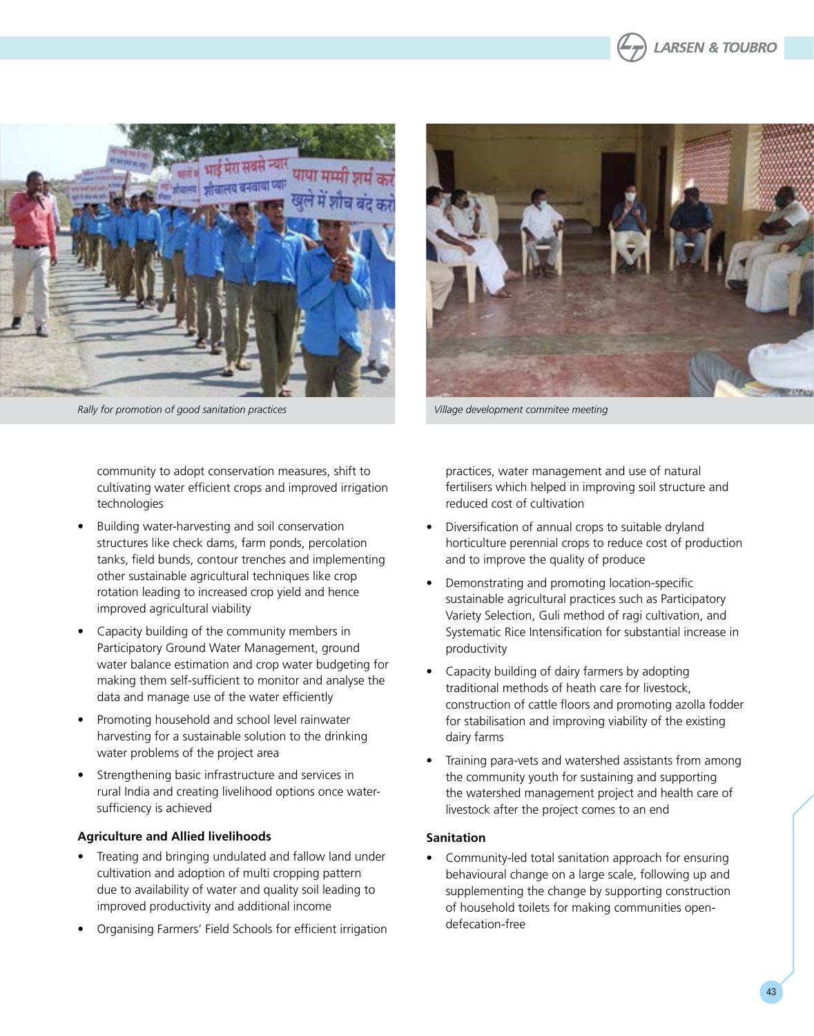Rally for promotion of good sanitation practices

Village development commitee meeting

community to adopt conservation measures, shift to cultivating water efficient crops and improved irrigation technologies

- Building water-harvesting and soil conservation structures like check dams, farm ponds, percolation tanks, field bunds, contour trenches and implementing other sustainable agricultural techniques like crop rotation leading to increased crop yield and hence improved agricultural viability
- Capacity building of the community members in Participatory Ground Water Management, ground water balance estimation and crop water budgeting for making them self-sufficient to monitor and analyse the data and manage use of the water efficiently
- Promoting household and school level rainwater harvesting for a sustainable solution to the drinking water problems of the project area
- Strengthening basic infrastructure and services in rural India and creating livelihood options once water-sufficiency is achieved

**Agriculture and Allied livelihoods**

- Treating and bringing undulated and fallow land under cultivation and adoption of multi cropping pattern due to availability of water and quality soil leading to improved productivity and additional income
- Organising Farmers' Field Schools for efficient irrigation practices, water management and use of natural fertilisers which helped in improving soil structure and reduced cost of cultivation
- Diversification of annual crops to suitable dryland horticulture perennial crops to reduce cost of production and to improve the quality of produce
- Demonstrating and promoting location-specific sustainable agricultural practices such as Participatory Variety Selection, Guli method of ragi cultivation, and Systematic Rice Intensification for substantial increase in productivity
- Capacity building of dairy farmers by adopting traditional methods of heath care for livestock, construction of cattle floors and promoting azolla fodder for stabilisation and improving viability of the existing dairy farms
- Training para-vets and watershed assistants from among the community youth for sustaining and supporting the watershed management project and health care of livestock after the project comes to an end

**Sanitation**

- Community-led total sanitation approach for ensuring behavioural change on a large scale, following up and supplementing the change by supporting construction of household toilets for making communities open-defecation-free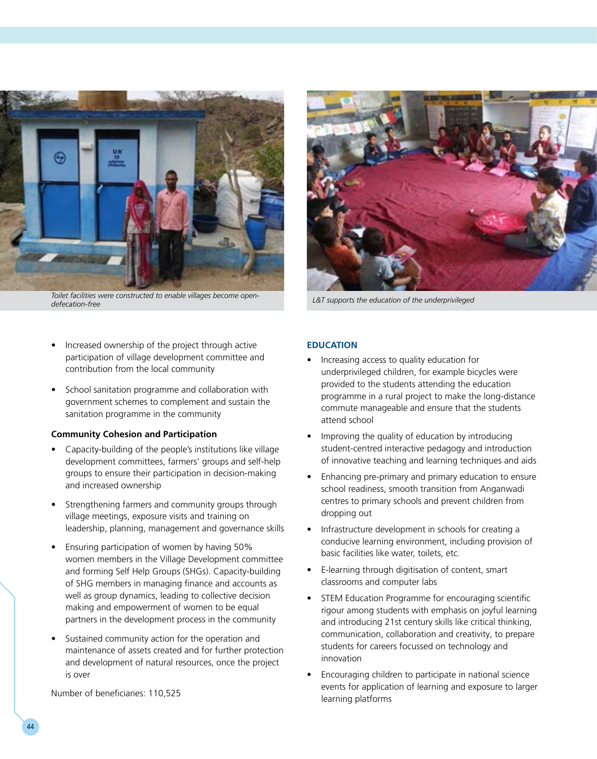*Toilet facilities were constructed to enable villages become open-defecation-free*

*L&T supports the education of the underprivileged*

- Increased ownership of the project through active participation of village development committee and contribution from the local community
- School sanitation programme and collaboration with government schemes to complement and sustain the sanitation programme in the community

**Community Cohesion and Participation**

- Capacity-building of the people's institutions like village development committees, farmers' groups and self-help groups to ensure their participation in decision-making and increased ownership
- Strengthening farmers and community groups through village meetings, exposure visits and training on leadership, planning, management and governance skills
- Ensuring participation of women by having 50% women members in the Village Development committee and forming Self Help Groups (SHGs). Capacity-building of SHG members in managing finance and accounts as well as group dynamics, leading to collective decision making and empowerment of women to be equal partners in the development process in the community
- Sustained community action for the operation and maintenance of assets created and for further protection and development of natural resources, once the project is over

Number of beneficiaries: 110,525

## EDUCATION

- Increasing access to quality education for underprivileged children, for example bicycles were provided to the students attending the education programme in a rural project to make the long-distance commute manageable and ensure that the students attend school
- Improving the quality of education by introducing student-centred interactive pedagogy and introduction of innovative teaching and learning techniques and aids
- Enhancing pre-primary and primary education to ensure school readiness, smooth transition from Anganwadi centres to primary schools and prevent children from dropping out
- Infrastructure development in schools for creating a conducive learning environment, including provision of basic facilities like water, toilets, etc.
- E-learning through digitisation of content, smart classrooms and computer labs
- STEM Education Programme for encouraging scientific rigour among students with emphasis on joyful learning and introducing 21st century skills like critical thinking, communication, collaboration and creativity, to prepare students for careers focussed on technology and innovation
- Encouraging children to participate in national science events for application of learning and exposure to larger learning platforms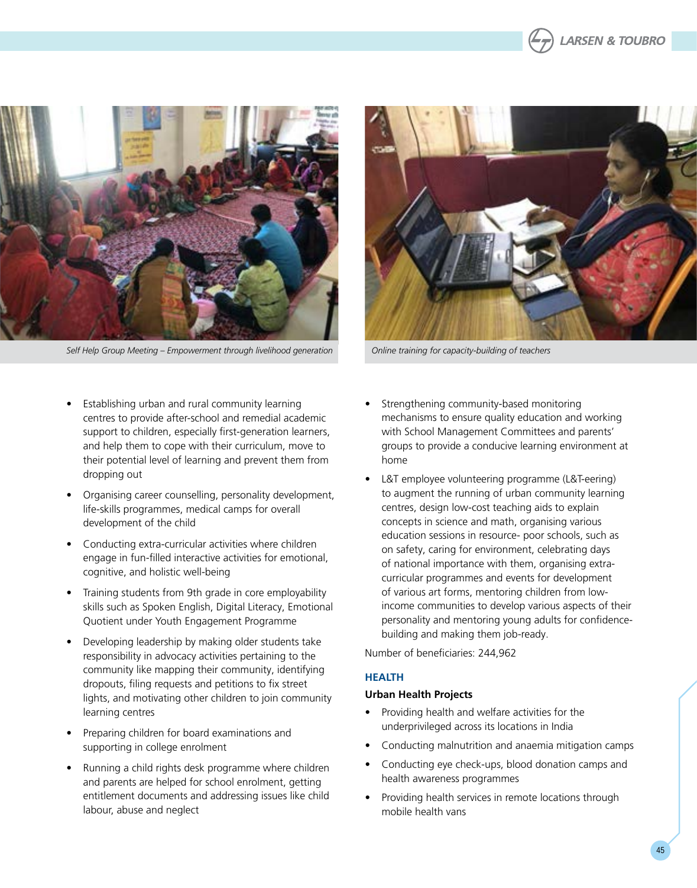Self Help Group Meeting – Empowerment through livelihood generation

Online training for capacity-building of teachers

- Establishing urban and rural community learning centres to provide after-school and remedial academic support to children, especially first-generation learners, and help them to cope with their curriculum, move to their potential level of learning and prevent them from dropping out
- Organising career counselling, personality development, life-skills programmes, medical camps for overall development of the child
- Conducting extra-curricular activities where children engage in fun-filled interactive activities for emotional, cognitive, and holistic well-being
- Training students from 9th grade in core employability skills such as Spoken English, Digital Literacy, Emotional Quotient under Youth Engagement Programme
- Developing leadership by making older students take responsibility in advocacy activities pertaining to the community like mapping their community, identifying dropouts, filing requests and petitions to fix street lights, and motivating other children to join community learning centres
- Preparing children for board examinations and supporting in college enrolment
- Running a child rights desk programme where children and parents are helped for school enrolment, getting entitlement documents and addressing issues like child labour, abuse and neglect
- Strengthening community-based monitoring mechanisms to ensure quality education and working with School Management Committees and parents' groups to provide a conducive learning environment at home
- L&T employee volunteering programme (L&T-eering) to augment the running of urban community learning centres, design low-cost teaching aids to explain concepts in science and math, organising various education sessions in resource- poor schools, such as on safety, caring for environment, celebrating days of national importance with them, organising extra-curricular programmes and events for development of various art forms, mentoring children from low-income communities to develop various aspects of their personality and mentoring young adults for confidence-building and making them job-ready.

Number of beneficiaries: 244,962

## HEALTH

### Urban Health Projects

- Providing health and welfare activities for the underprivileged across its locations in India
- Conducting malnutrition and anaemia mitigation camps
- Conducting eye check-ups, blood donation camps and health awareness programmes
- Providing health services in remote locations through mobile health vans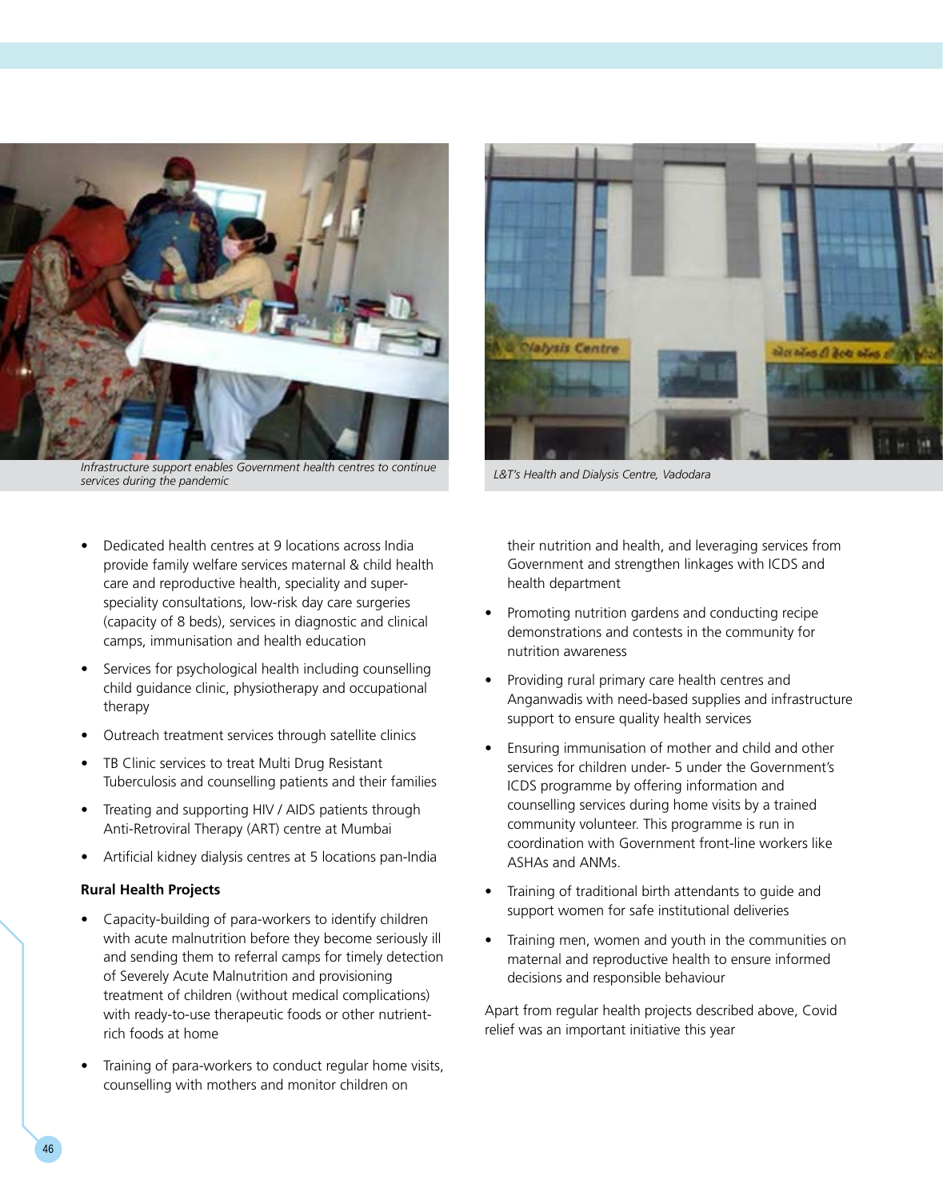*Infrastructure support enables Government health centres to continue services during the pandemic*

*L&T's Health and Dialysis Centre, Vadodara*

- Dedicated health centres at 9 locations across India provide family welfare services maternal & child health care and reproductive health, speciality and super-speciality consultations, low-risk day care surgeries (capacity of 8 beds), services in diagnostic and clinical camps, immunisation and health education
- Services for psychological health including counselling child guidance clinic, physiotherapy and occupational therapy
- Outreach treatment services through satellite clinics
- TB Clinic services to treat Multi Drug Resistant Tuberculosis and counselling patients and their families
- Treating and supporting HIV / AIDS patients through Anti-Retroviral Therapy (ART) centre at Mumbai
- Artificial kidney dialysis centres at 5 locations pan-India

**Rural Health Projects**

- Capacity-building of para-workers to identify children with acute malnutrition before they become seriously ill and sending them to referral camps for timely detection of Severely Acute Malnutrition and provisioning treatment of children (without medical complications) with ready-to-use therapeutic foods or other nutrient-rich foods at home
- Training of para-workers to conduct regular home visits, counselling with mothers and monitor children on their nutrition and health, and leveraging services from Government and strengthen linkages with ICDS and health department
- Promoting nutrition gardens and conducting recipe demonstrations and contests in the community for nutrition awareness
- Providing rural primary care health centres and Anganwadis with need-based supplies and infrastructure support to ensure quality health services
- Ensuring immunisation of mother and child and other services for children under- 5 under the Government's ICDS programme by offering information and counselling services during home visits by a trained community volunteer. This programme is run in coordination with Government front-line workers like ASHAs and ANMs.
- Training of traditional birth attendants to guide and support women for safe institutional deliveries
- Training men, women and youth in the communities on maternal and reproductive health to ensure informed decisions and responsible behaviour

Apart from regular health projects described above, Covid relief was an important initiative this year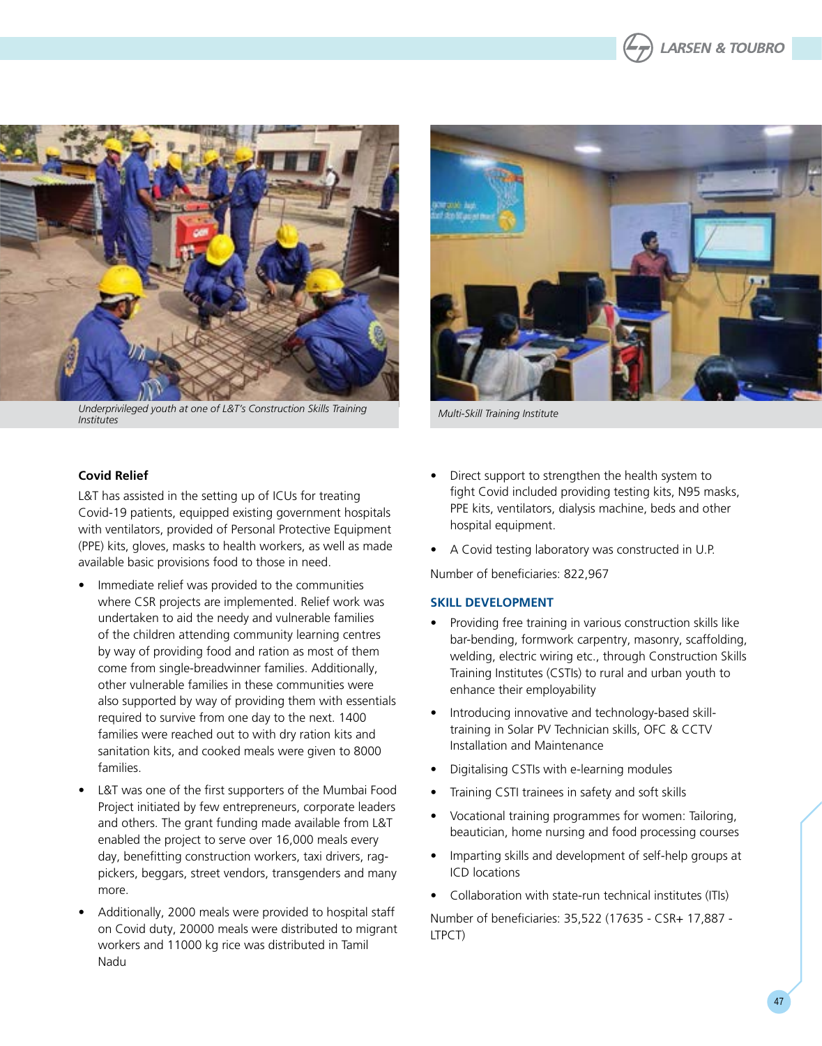*Underprivileged youth at one of L&T's Construction Skills Training Institutes*

*Multi-Skill Training Institute*

**Covid Relief**

L&T has assisted in the setting up of ICUs for treating Covid-19 patients, equipped existing government hospitals with ventilators, provided of Personal Protective Equipment (PPE) kits, gloves, masks to health workers, as well as made available basic provisions food to those in need.

- Immediate relief was provided to the communities where CSR projects are implemented. Relief work was undertaken to aid the needy and vulnerable families of the children attending community learning centres by way of providing food and ration as most of them come from single-breadwinner families. Additionally, other vulnerable families in these communities were also supported by way of providing them with essentials required to survive from one day to the next. 1400 families were reached out to with dry ration kits and sanitation kits, and cooked meals were given to 8000 families.
- L&T was one of the first supporters of the Mumbai Food Project initiated by few entrepreneurs, corporate leaders and others. The grant funding made available from L&T enabled the project to serve over 16,000 meals every day, benefitting construction workers, taxi drivers, rag-pickers, beggars, street vendors, transgenders and many more.
- Additionally, 2000 meals were provided to hospital staff on Covid duty, 20000 meals were distributed to migrant workers and 11000 kg rice was distributed in Tamil Nadu
- Direct support to strengthen the health system to fight Covid included providing testing kits, N95 masks, PPE kits, ventilators, dialysis machine, beds and other hospital equipment.
- A Covid testing laboratory was constructed in U.P.

Number of beneficiaries: 822,967

### SKILL DEVELOPMENT

- Providing free training in various construction skills like bar-bending, formwork carpentry, masonry, scaffolding, welding, electric wiring etc., through Construction Skills Training Institutes (CSTIs) to rural and urban youth to enhance their employability
- Introducing innovative and technology-based skill-training in Solar PV Technician skills, OFC & CCTV Installation and Maintenance
- Digitalising CSTIs with e-learning modules
- Training CSTI trainees in safety and soft skills
- Vocational training programmes for women: Tailoring, beautician, home nursing and food processing courses
- Imparting skills and development of self-help groups at ICD locations
- Collaboration with state-run technical institutes (ITIs)

Number of beneficiaries: 35,522 (17635 - CSR+ 17,887 - LTPCT)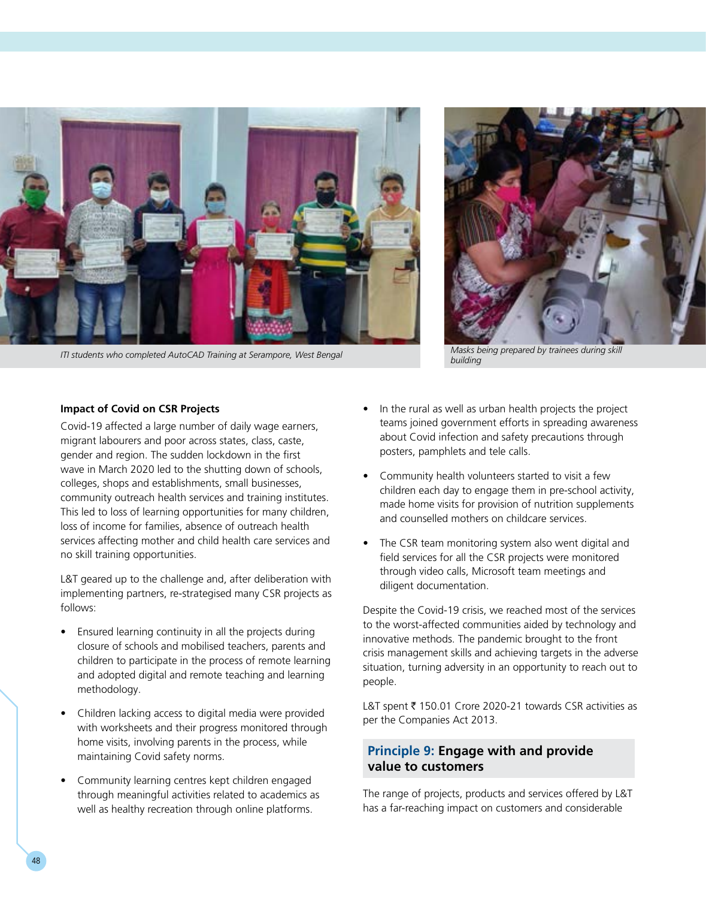*ITI students who completed AutoCAD Training at Serampore, West Bengal*

*Masks being prepared by trainees during skill building*

**Impact of Covid on CSR Projects**

Covid-19 affected a large number of daily wage earners, migrant labourers and poor across states, class, caste, gender and region. The sudden lockdown in the first wave in March 2020 led to the shutting down of schools, colleges, shops and establishments, small businesses, community outreach health services and training institutes. This led to loss of learning opportunities for many children, loss of income for families, absence of outreach health services affecting mother and child health care services and no skill training opportunities.

L&T geared up to the challenge and, after deliberation with implementing partners, re-strategised many CSR projects as follows:

- Ensured learning continuity in all the projects during closure of schools and mobilised teachers, parents and children to participate in the process of remote learning and adopted digital and remote teaching and learning methodology.
- Children lacking access to digital media were provided with worksheets and their progress monitored through home visits, involving parents in the process, while maintaining Covid safety norms.
- Community learning centres kept children engaged through meaningful activities related to academics as well as healthy recreation through online platforms.
- In the rural as well as urban health projects the project teams joined government efforts in spreading awareness about Covid infection and safety precautions through posters, pamphlets and tele calls.
- Community health volunteers started to visit a few children each day to engage them in pre-school activity, made home visits for provision of nutrition supplements and counselled mothers on childcare services.
- The CSR team monitoring system also went digital and field services for all the CSR projects were monitored through video calls, Microsoft team meetings and diligent documentation.

Despite the Covid-19 crisis, we reached most of the services to the worst-affected communities aided by technology and innovative methods. The pandemic brought to the front crisis management skills and achieving targets in the adverse situation, turning adversity in an opportunity to reach out to people.

L&T spent ₹ 150.01 Crore 2020-21 towards CSR activities as per the Companies Act 2013.

## Principle 9: Engage with and provide value to customers

The range of projects, products and services offered by L&T has a far-reaching impact on customers and considerable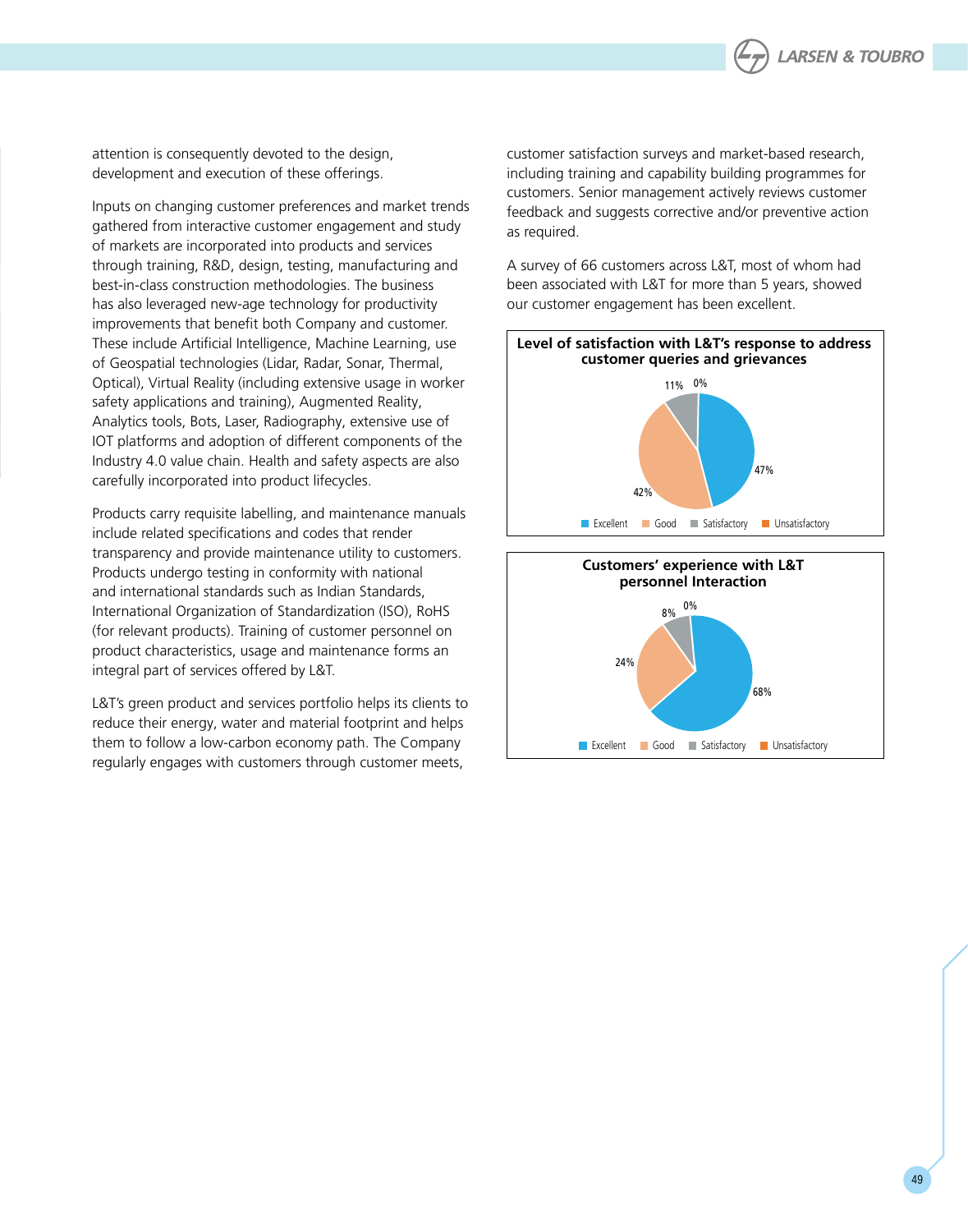attention is consequently devoted to the design, development and execution of these offerings.

Inputs on changing customer preferences and market trends gathered from interactive customer engagement and study of markets are incorporated into products and services through training, R&D, design, testing, manufacturing and best-in-class construction methodologies. The business has also leveraged new-age technology for productivity improvements that benefit both Company and customer. These include Artificial Intelligence, Machine Learning, use of Geospatial technologies (Lidar, Radar, Sonar, Thermal, Optical), Virtual Reality (including extensive usage in worker safety applications and training), Augmented Reality, Analytics tools, Bots, Laser, Radiography, extensive use of IOT platforms and adoption of different components of the Industry 4.0 value chain. Health and safety aspects are also carefully incorporated into product lifecycles.

Products carry requisite labelling, and maintenance manuals include related specifications and codes that render transparency and provide maintenance utility to customers. Products undergo testing in conformity with national and international standards such as Indian Standards, International Organization of Standardization (ISO), RoHS (for relevant products). Training of customer personnel on product characteristics, usage and maintenance forms an integral part of services offered by L&T.

L&T's green product and services portfolio helps its clients to reduce their energy, water and material footprint and helps them to follow a low-carbon economy path. The Company regularly engages with customers through customer meets, customer satisfaction surveys and market-based research, including training and capability building programmes for customers. Senior management actively reviews customer feedback and suggests corrective and/or preventive action as required.

A survey of 66 customers across L&T, most of whom had been associated with L&T for more than 5 years, showed our customer engagement has been excellent.

**Level of satisfaction with L&T's response to address customer queries and grievances**

| Rating | Share |
|---|---|
| Excellent | 47% |
| Good | 42% |
| Satisfactory | 11% |
| Unsatisfactory | 0% |

**Customers' experience with L&T personnel Interaction**

| Rating | Share |
|---|---|
| Excellent | 68% |
| Good | 24% |
| Satisfactory | 8% |
| Unsatisfactory | 0% |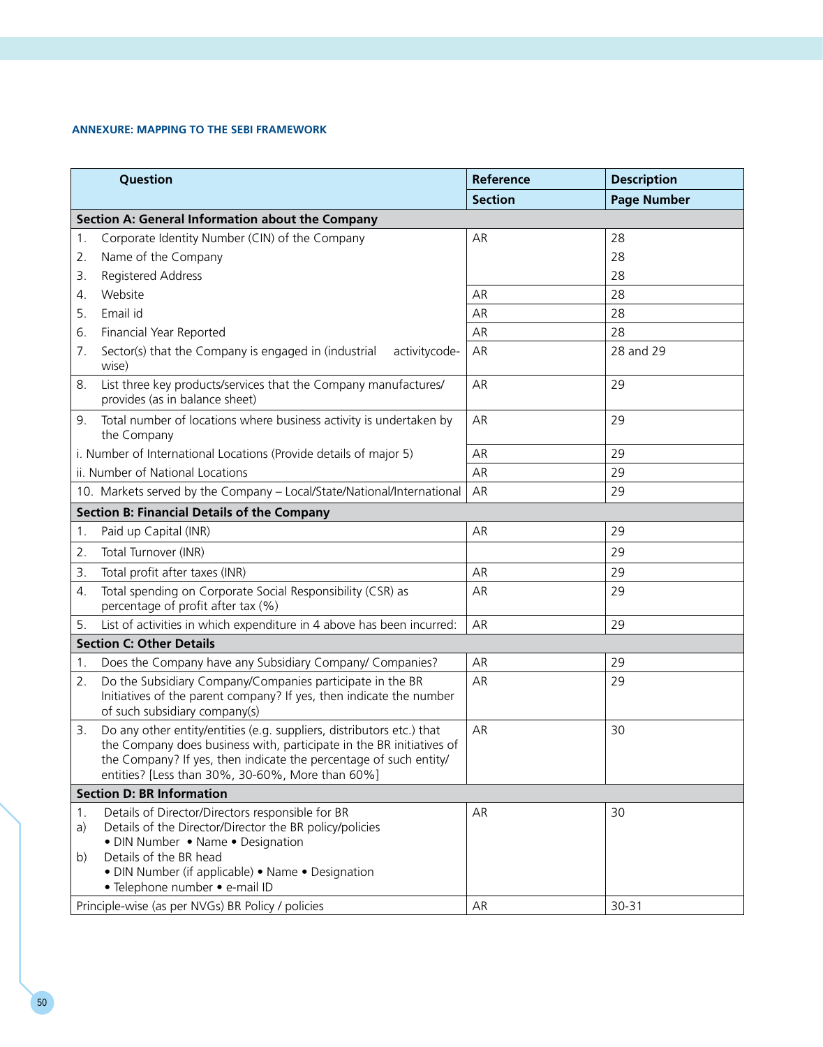### ANNEXURE: MAPPING TO THE SEBI FRAMEWORK

| Question | Reference | Description |
|---|---|---|
| | Section | Page Number |
| **Section A: General Information about the Company** | | |
| 1. Corporate Identity Number (CIN) of the Company | AR | 28 |
| 2. Name of the Company | | 28 |
| 3. Registered Address | | 28 |
| 4. Website | AR | 28 |
| 5. Email id | AR | 28 |
| 6. Financial Year Reported | AR | 28 |
| 7. Sector(s) that the Company is engaged in (industrial activitycode-wise) | AR | 28 and 29 |
| 8. List three key products/services that the Company manufactures/ provides (as in balance sheet) | AR | 29 |
| 9. Total number of locations where business activity is undertaken by the Company | AR | 29 |
| i. Number of International Locations (Provide details of major 5) | AR | 29 |
| ii. Number of National Locations | AR | 29 |
| 10. Markets served by the Company – Local/State/National/International | AR | 29 |
| **Section B: Financial Details of the Company** | | |
| 1. Paid up Capital (INR) | AR | 29 |
| 2. Total Turnover (INR) | | 29 |
| 3. Total profit after taxes (INR) | AR | 29 |
| 4. Total spending on Corporate Social Responsibility (CSR) as percentage of profit after tax (%) | AR | 29 |
| 5. List of activities in which expenditure in 4 above has been incurred: | AR | 29 |
| **Section C: Other Details** | | |
| 1. Does the Company have any Subsidiary Company/ Companies? | AR | 29 |
| 2. Do the Subsidiary Company/Companies participate in the BR Initiatives of the parent company? If yes, then indicate the number of such subsidiary company(s) | AR | 29 |
| 3. Do any other entity/entities (e.g. suppliers, distributors etc.) that the Company does business with, participate in the BR initiatives of the Company? If yes, then indicate the percentage of such entity/ entities? [Less than 30%, 30-60%, More than 60%] | AR | 30 |
| **Section D: BR Information** | | |
| 1. Details of Director/Directors responsible for BR<br>a) Details of the Director/Director the BR policy/policies<br>• DIN Number • Name • Designation<br>b) Details of the BR head<br>• DIN Number (if applicable) • Name • Designation<br>• Telephone number • e-mail ID | AR | 30 |
| Principle-wise (as per NVGs) BR Policy / policies | AR | 30-31 |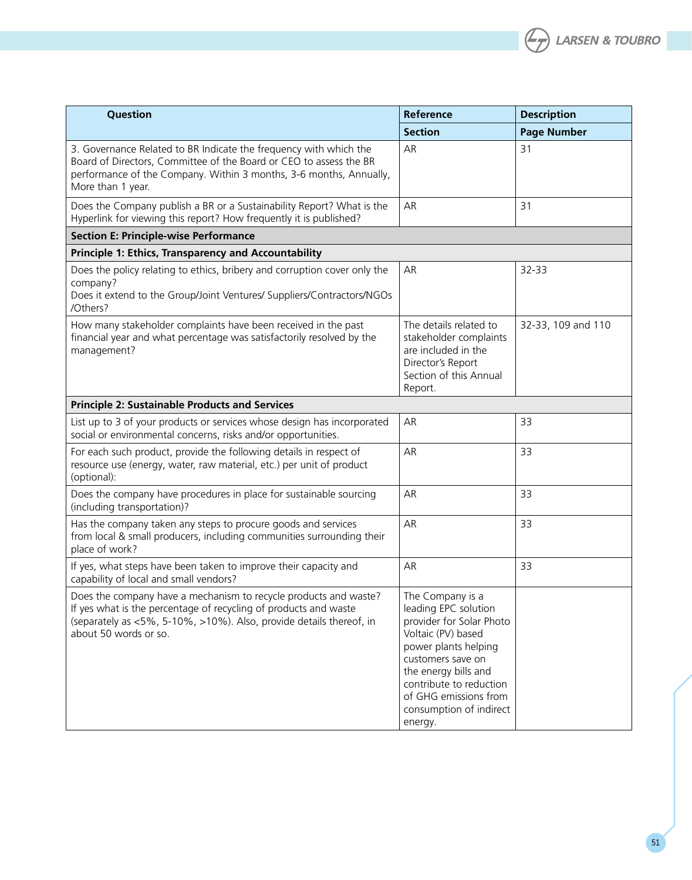| Question | Reference | Description |
|---|---|---|
| | Section | Page Number |
| 3. Governance Related to BR Indicate the frequency with which the Board of Directors, Committee of the Board or CEO to assess the BR performance of the Company. Within 3 months, 3-6 months, Annually, More than 1 year. | AR | 31 |
| Does the Company publish a BR or a Sustainability Report? What is the Hyperlink for viewing this report? How frequently it is published? | AR | 31 |
| **Section E: Principle-wise Performance** | | |
| **Principle 1: Ethics, Transparency and Accountability** | | |
| Does the policy relating to ethics, bribery and corruption cover only the company?<br>Does it extend to the Group/Joint Ventures/ Suppliers/Contractors/NGOs /Others? | AR | 32-33 |
| How many stakeholder complaints have been received in the past financial year and what percentage was satisfactorily resolved by the management? | The details related to stakeholder complaints are included in the Director's Report Section of this Annual Report. | 32-33, 109 and 110 |
| **Principle 2: Sustainable Products and Services** | | |
| List up to 3 of your products or services whose design has incorporated social or environmental concerns, risks and/or opportunities. | AR | 33 |
| For each such product, provide the following details in respect of resource use (energy, water, raw material, etc.) per unit of product (optional): | AR | 33 |
| Does the company have procedures in place for sustainable sourcing (including transportation)? | AR | 33 |
| Has the company taken any steps to procure goods and services from local & small producers, including communities surrounding their place of work? | AR | 33 |
| If yes, what steps have been taken to improve their capacity and capability of local and small vendors? | AR | 33 |
| Does the company have a mechanism to recycle products and waste? If yes what is the percentage of recycling of products and waste (separately as <5%, 5-10%, >10%). Also, provide details thereof, in about 50 words or so. | The Company is a leading EPC solution provider for Solar Photo Voltaic (PV) based power plants helping customers save on the energy bills and contribute to reduction of GHG emissions from consumption of indirect energy. | |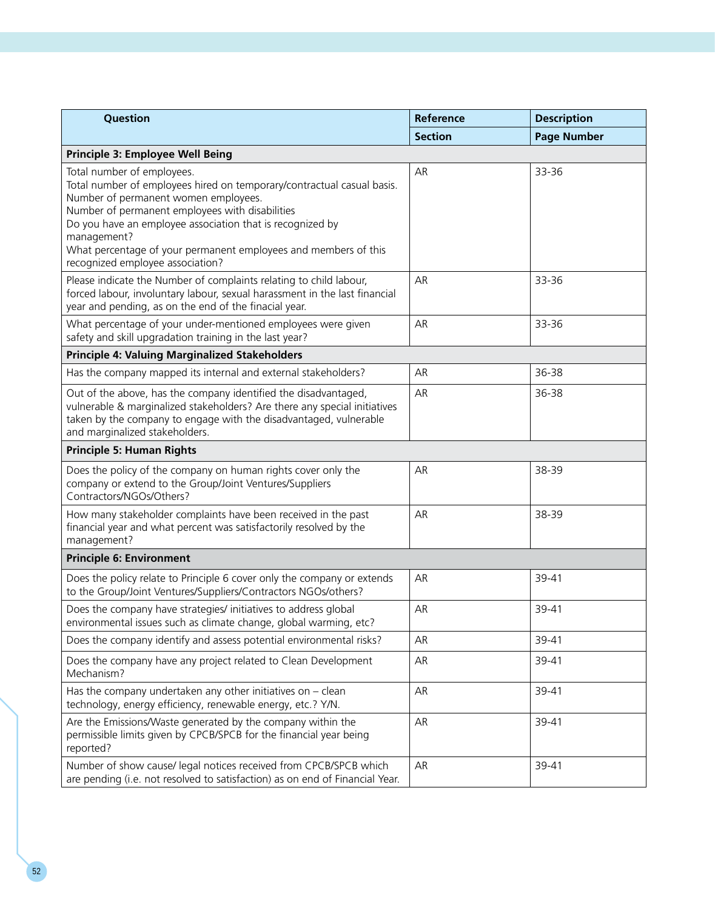| Question | Reference | Description |
|---|---|---|
| | Section | Page Number |
| **Principle 3: Employee Well Being** | | |
| Total number of employees.<br>Total number of employees hired on temporary/contractual casual basis.<br>Number of permanent women employees.<br>Number of permanent employees with disabilities<br>Do you have an employee association that is recognized by management?<br>What percentage of your permanent employees and members of this recognized employee association? | AR | 33-36 |
| Please indicate the Number of complaints relating to child labour, forced labour, involuntary labour, sexual harassment in the last financial year and pending, as on the end of the finacial year. | AR | 33-36 |
| What percentage of your under-mentioned employees were given safety and skill upgradation training in the last year? | AR | 33-36 |
| **Principle 4: Valuing Marginalized Stakeholders** | | |
| Has the company mapped its internal and external stakeholders? | AR | 36-38 |
| Out of the above, has the company identified the disadvantaged, vulnerable & marginalized stakeholders? Are there any special initiatives taken by the company to engage with the disadvantaged, vulnerable and marginalized stakeholders. | AR | 36-38 |
| **Principle 5: Human Rights** | | |
| Does the policy of the company on human rights cover only the company or extend to the Group/Joint Ventures/Suppliers Contractors/NGOs/Others? | AR | 38-39 |
| How many stakeholder complaints have been received in the past financial year and what percent was satisfactorily resolved by the management? | AR | 38-39 |
| **Principle 6: Environment** | | |
| Does the policy relate to Principle 6 cover only the company or extends to the Group/Joint Ventures/Suppliers/Contractors NGOs/others? | AR | 39-41 |
| Does the company have strategies/ initiatives to address global environmental issues such as climate change, global warming, etc? | AR | 39-41 |
| Does the company identify and assess potential environmental risks? | AR | 39-41 |
| Does the company have any project related to Clean Development Mechanism? | AR | 39-41 |
| Has the company undertaken any other initiatives on – clean technology, energy efficiency, renewable energy, etc.? Y/N. | AR | 39-41 |
| Are the Emissions/Waste generated by the company within the permissible limits given by CPCB/SPCB for the financial year being reported? | AR | 39-41 |
| Number of show cause/ legal notices received from CPCB/SPCB which are pending (i.e. not resolved to satisfaction) as on end of Financial Year. | AR | 39-41 |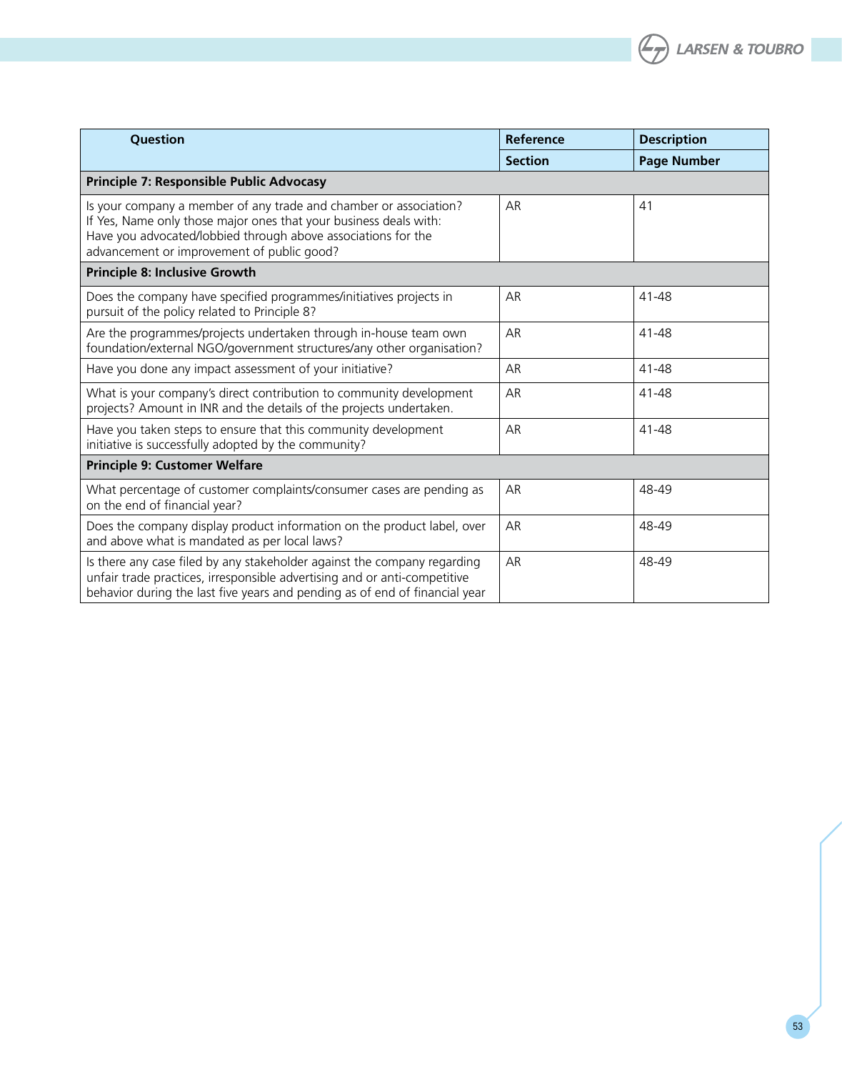| Question | Reference | Description |
|---|---|---|
| | Section | Page Number |
| **Principle 7: Responsible Public Advocacy** | | |
| Is your company a member of any trade and chamber or association? If Yes, Name only those major ones that your business deals with: Have you advocated/lobbied through above associations for the advancement or improvement of public good? | AR | 41 |
| **Principle 8: Inclusive Growth** | | |
| Does the company have specified programmes/initiatives projects in pursuit of the policy related to Principle 8? | AR | 41-48 |
| Are the programmes/projects undertaken through in-house team own foundation/external NGO/government structures/any other organisation? | AR | 41-48 |
| Have you done any impact assessment of your initiative? | AR | 41-48 |
| What is your company's direct contribution to community development projects? Amount in INR and the details of the projects undertaken. | AR | 41-48 |
| Have you taken steps to ensure that this community development initiative is successfully adopted by the community? | AR | 41-48 |
| **Principle 9: Customer Welfare** | | |
| What percentage of customer complaints/consumer cases are pending as on the end of financial year? | AR | 48-49 |
| Does the company display product information on the product label, over and above what is mandated as per local laws? | AR | 48-49 |
| Is there any case filed by any stakeholder against the company regarding unfair trade practices, irresponsible advertising and or anti-competitive behavior during the last five years and pending as of end of financial year | AR | 48-49 |